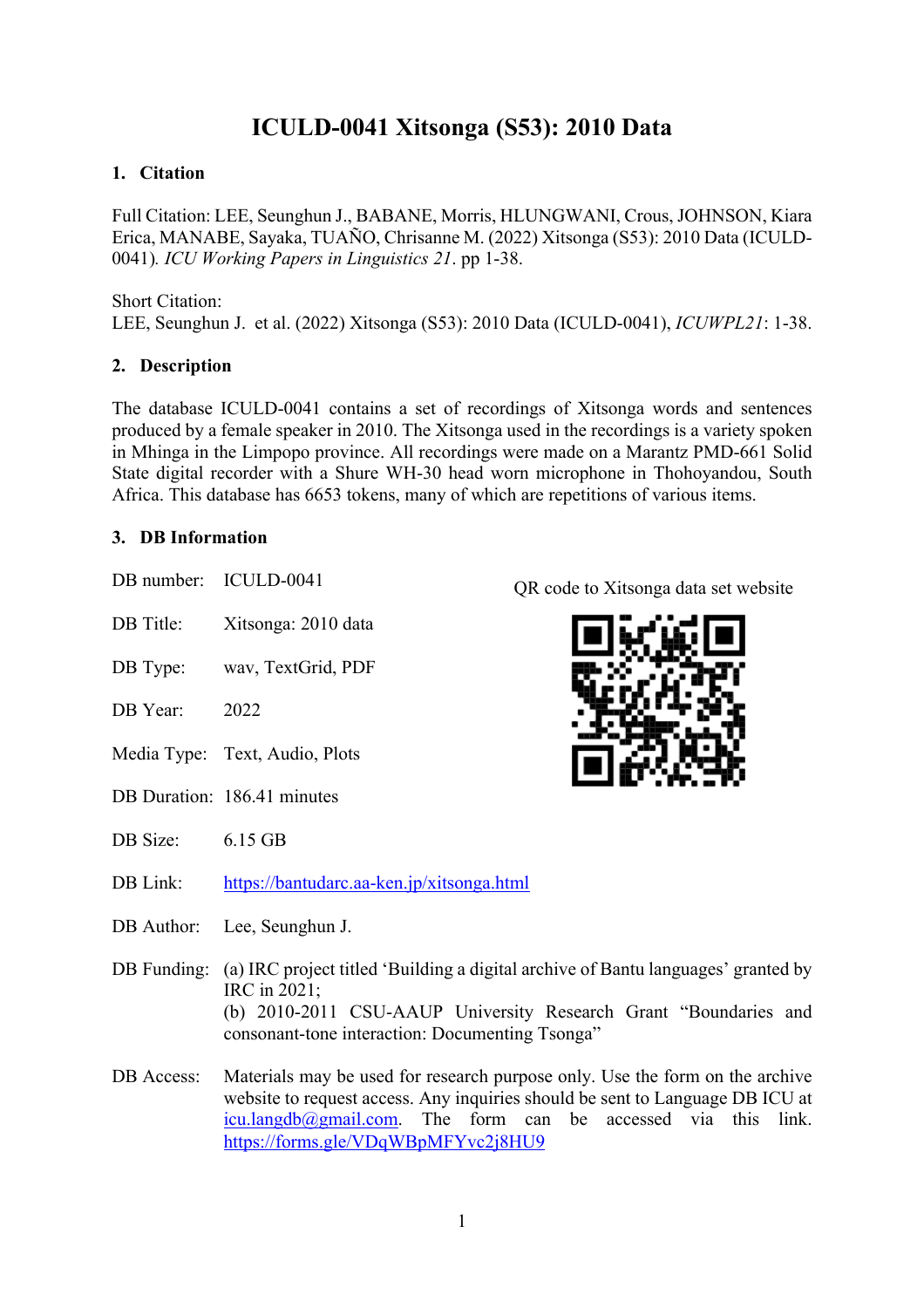# ICULD-0041 Xitsonga (S53): 2010 Data

## 1. Citation

Full Citation: LEE, Seunghun J., BABANE, Morris, HLUNGWANI, Crous, JOHNSON, Kiara Erica, MANABE, Sayaka, TUAÑO, Chrisanne M. (2022) Xitsonga (S53): 2010 Data (ICULD-0041). *ICU Working Papers in Linguistics 21*. pp 1-38.

Short Citation:
LEE, Seunghun J. et al. (2022) Xitsonga (S53): 2010 Data (ICULD-0041), *ICUWPL21*: 1-38.

## 2. Description

The database ICULD-0041 contains a set of recordings of Xitsonga words and sentences produced by a female speaker in 2010. The Xitsonga used in the recordings is a variety spoken in Mhinga in the Limpopo province. All recordings were made on a Marantz PMD-661 Solid State digital recorder with a Shure WH-30 head worn microphone in Thohoyandou, South Africa. This database has 6653 tokens, many of which are repetitions of various items.

## 3. DB Information

QR code to Xitsonga data set website

DB number: ICULD-0041

DB Title: Xitsonga: 2010 data

DB Type: wav, TextGrid, PDF

DB Year: 2022

Media Type: Text, Audio, Plots

DB Duration: 186.41 minutes

DB Size: 6.15 GB

DB Link: https://bantudarc.aa-ken.jp/xitsonga.html

DB Author: Lee, Seunghun J.

DB Funding: (a) IRC project titled 'Building a digital archive of Bantu languages' granted by IRC in 2021;
(b) 2010-2011 CSU-AAUP University Research Grant "Boundaries and consonant-tone interaction: Documenting Tsonga"

DB Access: Materials may be used for research purpose only. Use the form on the archive website to request access. Any inquiries should be sent to Language DB ICU at icu.langdb@gmail.com. The form can be accessed via this link. https://forms.gle/VDqWBpMFYvc2j8HU9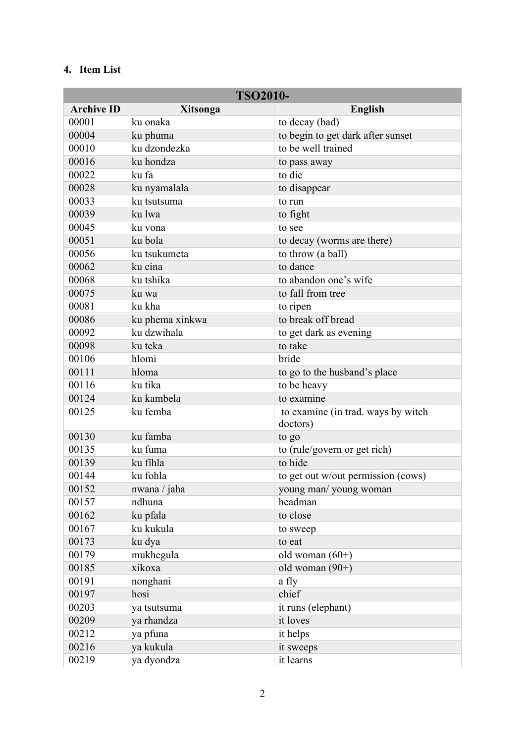## 4. Item List

| TSO2010- | | |
|---|---|---|
| **Archive ID** | **Xitsonga** | **English** |
| 00001 | ku onaka | to decay (bad) |
| 00004 | ku phuma | to begin to get dark after sunset |
| 00010 | ku dzondezka | to be well trained |
| 00016 | ku hondza | to pass away |
| 00022 | ku fa | to die |
| 00028 | ku nyamalala | to disappear |
| 00033 | ku tsutsuma | to run |
| 00039 | ku lwa | to fight |
| 00045 | ku vona | to see |
| 00051 | ku bola | to decay (worms are there) |
| 00056 | ku tsukumeta | to throw (a ball) |
| 00062 | ku cína | to dance |
| 00068 | ku tshika | to abandon one's wife |
| 00075 | ku wa | to fall from tree |
| 00081 | ku kha | to ripen |
| 00086 | ku phema xinkwa | to break off bread |
| 00092 | ku dzwihala | to get dark as evening |
| 00098 | ku teka | to take |
| 00106 | hlomi | bride |
| 00111 | hloma | to go to the husband's place |
| 00116 | ku tika | to be heavy |
| 00124 | ku kambela | to examine |
| 00125 | ku femba | to examine (in trad. ways by witch doctors) |
| 00130 | ku famba | to go |
| 00135 | ku fuma | to (rule/govern or get rich) |
| 00139 | ku fíhla | to hide |
| 00144 | ku fohla | to get out w/out permission (cows) |
| 00152 | nwana / jaha | young man/ young woman |
| 00157 | ndhuna | headman |
| 00162 | ku pfala | to close |
| 00167 | ku kukula | to sweep |
| 00173 | ku dya | to eat |
| 00179 | mukhegula | old woman (60+) |
| 00185 | xikoxa | old woman (90+) |
| 00191 | nonghani | a fly |
| 00197 | hosi | chief |
| 00203 | ya tsutsuma | it runs (elephant) |
| 00209 | ya rhandza | it loves |
| 00212 | ya pfuna | it helps |
| 00216 | ya kukula | it sweeps |
| 00219 | ya dyondza | it learns |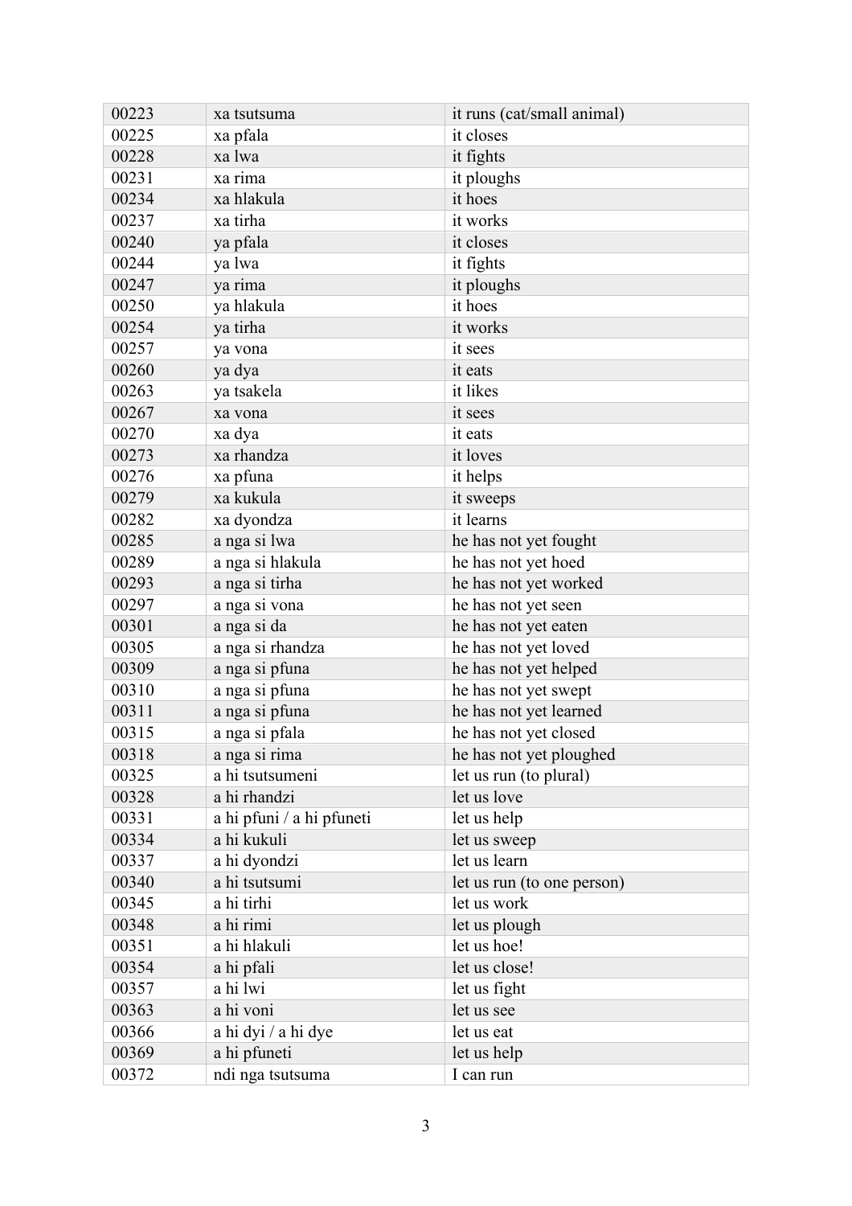| 00223 | xa tsutsuma | it runs (cat/small animal) |
|---|---|---|
| 00225 | xa pfala | it closes |
| 00228 | xa lwa | it fights |
| 00231 | xa rima | it ploughs |
| 00234 | xa hlakula | it hoes |
| 00237 | xa tirha | it works |
| 00240 | ya pfala | it closes |
| 00244 | ya lwa | it fights |
| 00247 | ya rima | it ploughs |
| 00250 | ya hlakula | it hoes |
| 00254 | ya tirha | it works |
| 00257 | ya vona | it sees |
| 00260 | ya dya | it eats |
| 00263 | ya tsakela | it likes |
| 00267 | xa vona | it sees |
| 00270 | xa dya | it eats |
| 00273 | xa rhandza | it loves |
| 00276 | xa pfuna | it helps |
| 00279 | xa kukula | it sweeps |
| 00282 | xa dyondza | it learns |
| 00285 | a nga si lwa | he has not yet fought |
| 00289 | a nga si hlakula | he has not yet hoed |
| 00293 | a nga si tirha | he has not yet worked |
| 00297 | a nga si vona | he has not yet seen |
| 00301 | a nga si da | he has not yet eaten |
| 00305 | a nga si rhandza | he has not yet loved |
| 00309 | a nga si pfuna | he has not yet helped |
| 00310 | a nga si pfuna | he has not yet swept |
| 00311 | a nga si pfuna | he has not yet learned |
| 00315 | a nga si pfala | he has not yet closed |
| 00318 | a nga si rima | he has not yet ploughed |
| 00325 | a hi tsutsumeni | let us run (to plural) |
| 00328 | a hi rhandzi | let us love |
| 00331 | a hi pfuni / a hi pfuneti | let us help |
| 00334 | a hi kukuli | let us sweep |
| 00337 | a hi dyondzi | let us learn |
| 00340 | a hi tsutsumi | let us run (to one person) |
| 00345 | a hi tirhi | let us work |
| 00348 | a hi rimi | let us plough |
| 00351 | a hi hlakuli | let us hoe! |
| 00354 | a hi pfali | let us close! |
| 00357 | a hi lwi | let us fight |
| 00363 | a hi voni | let us see |
| 00366 | a hi dyi / a hi dye | let us eat |
| 00369 | a hi pfuneti | let us help |
| 00372 | ndi nga tsutsuma | I can run |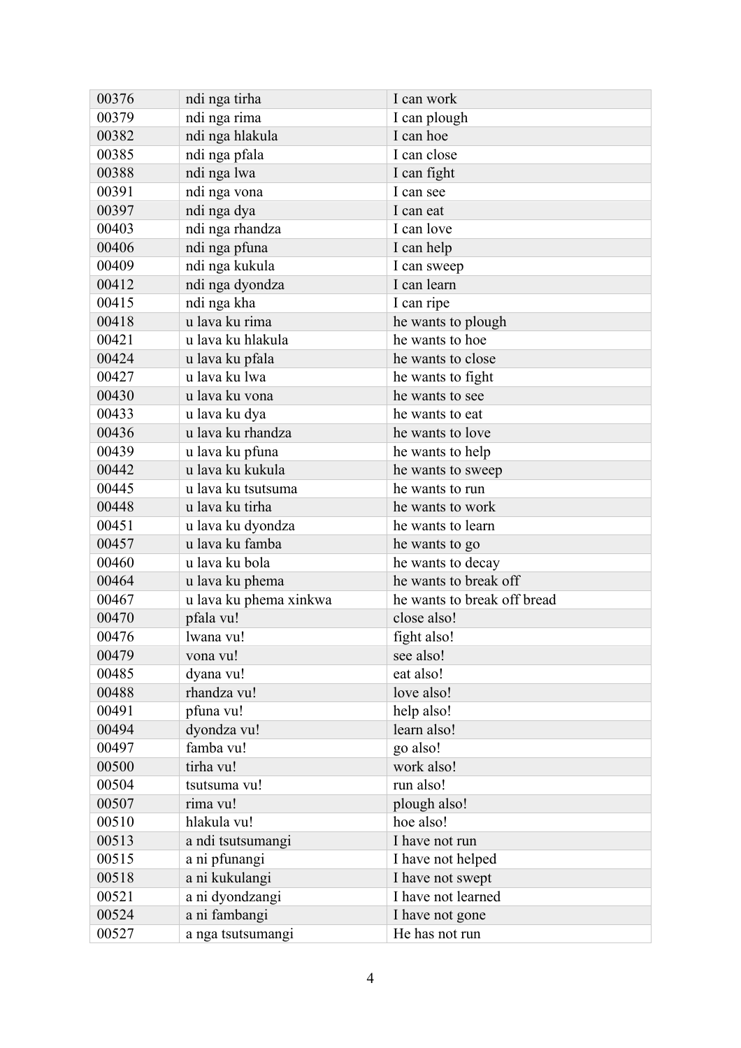| 00376 | ndi nga tirha | I can work |
|---|---|---|
| 00379 | ndi nga rima | I can plough |
| 00382 | ndi nga hlakula | I can hoe |
| 00385 | ndi nga pfala | I can close |
| 00388 | ndi nga lwa | I can fight |
| 00391 | ndi nga vona | I can see |
| 00397 | ndi nga dya | I can eat |
| 00403 | ndi nga rhandza | I can love |
| 00406 | ndi nga pfuna | I can help |
| 00409 | ndi nga kukula | I can sweep |
| 00412 | ndi nga dyondza | I can learn |
| 00415 | ndi nga kha | I can ripe |
| 00418 | u lava ku rima | he wants to plough |
| 00421 | u lava ku hlakula | he wants to hoe |
| 00424 | u lava ku pfala | he wants to close |
| 00427 | u lava ku lwa | he wants to fight |
| 00430 | u lava ku vona | he wants to see |
| 00433 | u lava ku dya | he wants to eat |
| 00436 | u lava ku rhandza | he wants to love |
| 00439 | u lava ku pfuna | he wants to help |
| 00442 | u lava ku kukula | he wants to sweep |
| 00445 | u lava ku tsutsuma | he wants to run |
| 00448 | u lava ku tirha | he wants to work |
| 00451 | u lava ku dyondza | he wants to learn |
| 00457 | u lava ku famba | he wants to go |
| 00460 | u lava ku bola | he wants to decay |
| 00464 | u lava ku phema | he wants to break off |
| 00467 | u lava ku phema xinkwa | he wants to break off bread |
| 00470 | pfala vu! | close also! |
| 00476 | lwana vu! | fight also! |
| 00479 | vona vu! | see also! |
| 00485 | dyana vu! | eat also! |
| 00488 | rhandza vu! | love also! |
| 00491 | pfuna vu! | help also! |
| 00494 | dyondza vu! | learn also! |
| 00497 | famba vu! | go also! |
| 00500 | tirha vu! | work also! |
| 00504 | tsutsuma vu! | run also! |
| 00507 | rima vu! | plough also! |
| 00510 | hlakula vu! | hoe also! |
| 00513 | a ndi tsutsumangi | I have not run |
| 00515 | a ni pfunangi | I have not helped |
| 00518 | a ni kukulangi | I have not swept |
| 00521 | a ni dyondzangi | I have not learned |
| 00524 | a ni fambangi | I have not gone |
| 00527 | a nga tsutsumangi | He has not run |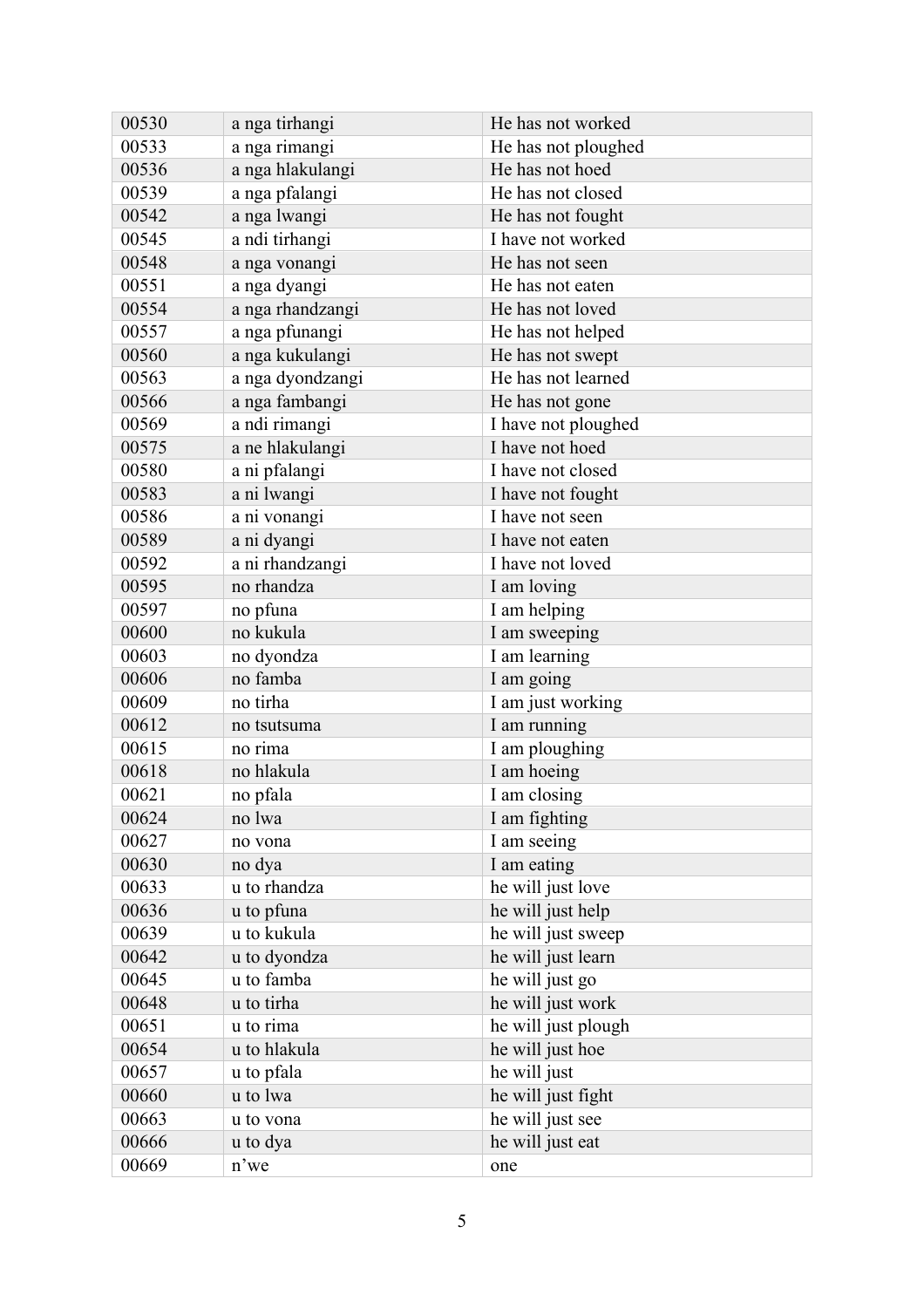| 00530 | a nga tirhangi | He has not worked |
|---|---|---|
| 00533 | a nga rimangi | He has not ploughed |
| 00536 | a nga hlakulangi | He has not hoed |
| 00539 | a nga pfalangi | He has not closed |
| 00542 | a nga lwangi | He has not fought |
| 00545 | a ndi tirhangi | I have not worked |
| 00548 | a nga vonangi | He has not seen |
| 00551 | a nga dyangi | He has not eaten |
| 00554 | a nga rhandzangi | He has not loved |
| 00557 | a nga pfunangi | He has not helped |
| 00560 | a nga kukulangi | He has not swept |
| 00563 | a nga dyondzangi | He has not learned |
| 00566 | a nga fambangi | He has not gone |
| 00569 | a ndi rimangi | I have not ploughed |
| 00575 | a ne hlakulangi | I have not hoed |
| 00580 | a ni pfalangi | I have not closed |
| 00583 | a ni lwangi | I have not fought |
| 00586 | a ni vonangi | I have not seen |
| 00589 | a ni dyangi | I have not eaten |
| 00592 | a ni rhandzangi | I have not loved |
| 00595 | no rhandza | I am loving |
| 00597 | no pfuna | I am helping |
| 00600 | no kukula | I am sweeping |
| 00603 | no dyondza | I am learning |
| 00606 | no famba | I am going |
| 00609 | no tirha | I am just working |
| 00612 | no tsutsuma | I am running |
| 00615 | no rima | I am ploughing |
| 00618 | no hlakula | I am hoeing |
| 00621 | no pfala | I am closing |
| 00624 | no lwa | I am fighting |
| 00627 | no vona | I am seeing |
| 00630 | no dya | I am eating |
| 00633 | u to rhandza | he will just love |
| 00636 | u to pfuna | he will just help |
| 00639 | u to kukula | he will just sweep |
| 00642 | u to dyondza | he will just learn |
| 00645 | u to famba | he will just go |
| 00648 | u to tirha | he will just work |
| 00651 | u to rima | he will just plough |
| 00654 | u to hlakula | he will just hoe |
| 00657 | u to pfala | he will just |
| 00660 | u to lwa | he will just fight |
| 00663 | u to vona | he will just see |
| 00666 | u to dya | he will just eat |
| 00669 | n'we | one |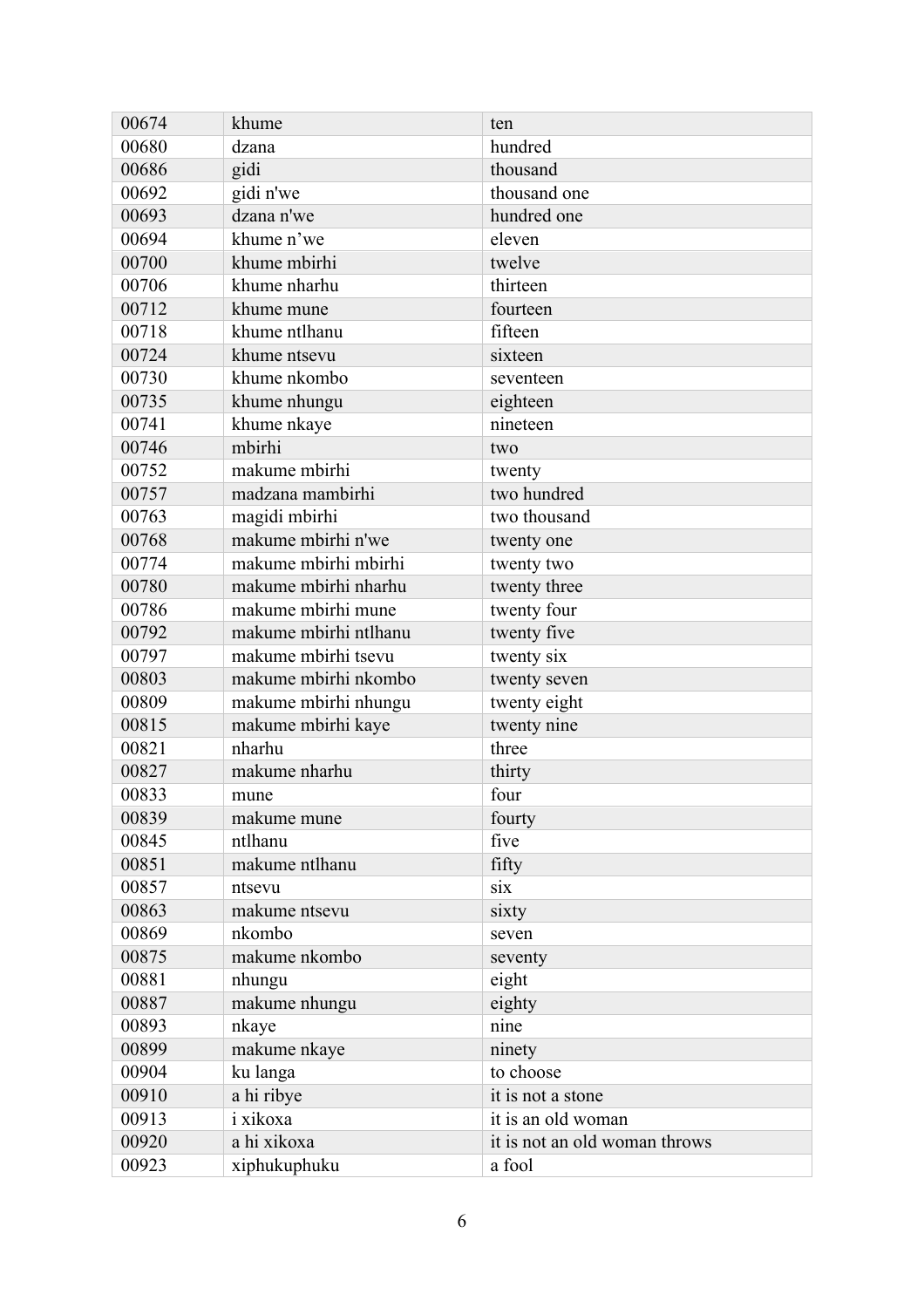| 00674 | khume | ten |
|---|---|---|
| 00680 | dzana | hundred |
| 00686 | gidi | thousand |
| 00692 | gidi n'we | thousand one |
| 00693 | dzana n'we | hundred one |
| 00694 | khume n’we | eleven |
| 00700 | khume mbirhi | twelve |
| 00706 | khume nharhu | thirteen |
| 00712 | khume mune | fourteen |
| 00718 | khume ntlhanu | fifteen |
| 00724 | khume ntsevu | sixteen |
| 00730 | khume nkombo | seventeen |
| 00735 | khume nhungu | eighteen |
| 00741 | khume nkaye | nineteen |
| 00746 | mbirhi | two |
| 00752 | makume mbirhi | twenty |
| 00757 | madzana mambirhi | two hundred |
| 00763 | magidi mbirhi | two thousand |
| 00768 | makume mbirhi n'we | twenty one |
| 00774 | makume mbirhi mbirhi | twenty two |
| 00780 | makume mbirhi nharhu | twenty three |
| 00786 | makume mbirhi mune | twenty four |
| 00792 | makume mbirhi ntlhanu | twenty five |
| 00797 | makume mbirhi tsevu | twenty six |
| 00803 | makume mbirhi nkombo | twenty seven |
| 00809 | makume mbirhi nhungu | twenty eight |
| 00815 | makume mbirhi kaye | twenty nine |
| 00821 | nharhu | three |
| 00827 | makume nharhu | thirty |
| 00833 | mune | four |
| 00839 | makume mune | fourty |
| 00845 | ntlhanu | five |
| 00851 | makume ntlhanu | fifty |
| 00857 | ntsevu | six |
| 00863 | makume ntsevu | sixty |
| 00869 | nkombo | seven |
| 00875 | makume nkombo | seventy |
| 00881 | nhungu | eight |
| 00887 | makume nhungu | eighty |
| 00893 | nkaye | nine |
| 00899 | makume nkaye | ninety |
| 00904 | ku langa | to choose |
| 00910 | a hi ribye | it is not a stone |
| 00913 | i xikoxa | it is an old woman |
| 00920 | a hi xikoxa | it is not an old woman throws |
| 00923 | xiphukuphuku | a fool |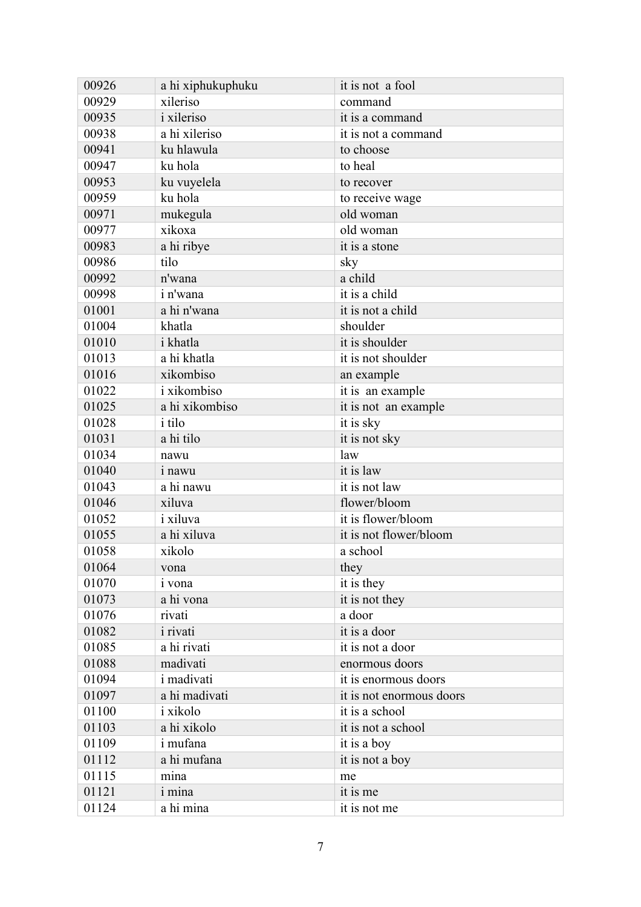| 00926 | a hi xiphukuphuku | it is not  a fool |
|---|---|---|
| 00929 | xileriso | command |
| 00935 | i xileriso | it is a command |
| 00938 | a hi xileriso | it is not a command |
| 00941 | ku hlawula | to choose |
| 00947 | ku hola | to heal |
| 00953 | ku vuyelela | to recover |
| 00959 | ku hola | to receive wage |
| 00971 | mukegula | old woman |
| 00977 | xikoxa | old woman |
| 00983 | a hi ribye | it is a stone |
| 00986 | tilo | sky |
| 00992 | n'wana | a child |
| 00998 | i n'wana | it is a child |
| 01001 | a hi n'wana | it is not a child |
| 01004 | khatla | shoulder |
| 01010 | i khatla | it is shoulder |
| 01013 | a hi khatla | it is not shoulder |
| 01016 | xikombiso | an example |
| 01022 | i xikombiso | it is  an example |
| 01025 | a hi xikombiso | it is not  an example |
| 01028 | i tilo | it is sky |
| 01031 | a hi tilo | it is not sky |
| 01034 | nawu | law |
| 01040 | i nawu | it is law |
| 01043 | a hi nawu | it is not law |
| 01046 | xiluva | flower/bloom |
| 01052 | i xiluva | it is flower/bloom |
| 01055 | a hi xiluva | it is not flower/bloom |
| 01058 | xikolo | a school |
| 01064 | vona | they |
| 01070 | i vona | it is they |
| 01073 | a hi vona | it is not they |
| 01076 | rivati | a door |
| 01082 | i rivati | it is a door |
| 01085 | a hi rivati | it is not a door |
| 01088 | madivati | enormous doors |
| 01094 | i madivati | it is enormous doors |
| 01097 | a hi madivati | it is not enormous doors |
| 01100 | i xikolo | it is a school |
| 01103 | a hi xikolo | it is not a school |
| 01109 | i mufana | it is a boy |
| 01112 | a hi mufana | it is not a boy |
| 01115 | mina | me |
| 01121 | i mina | it is me |
| 01124 | a hi mina | it is not me |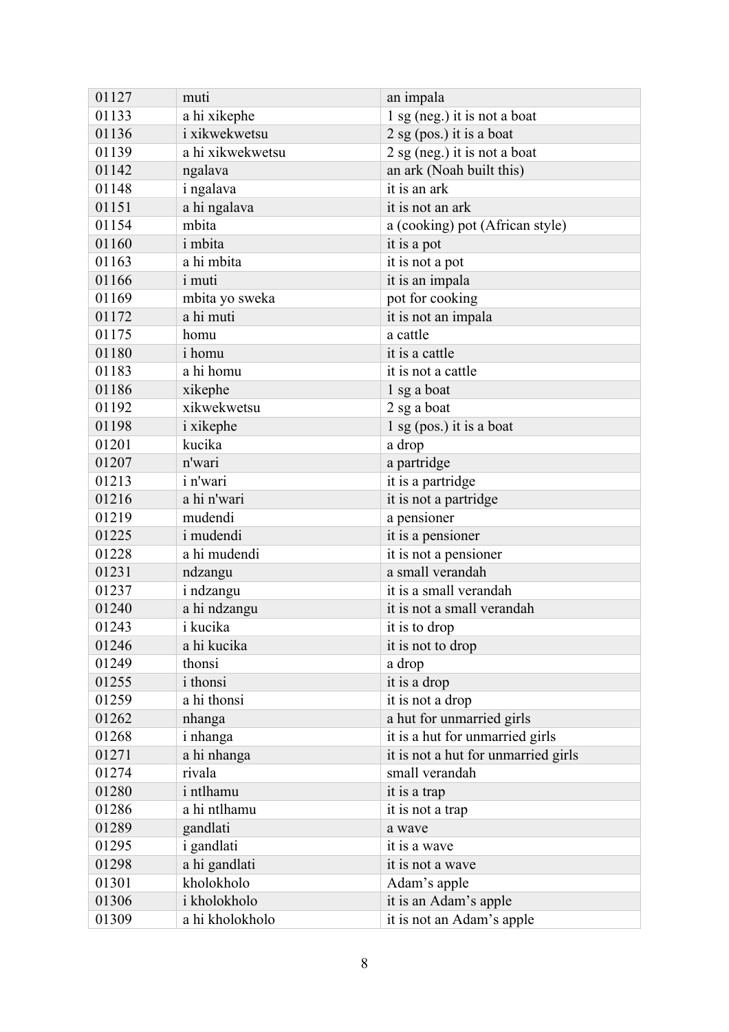| | | |
|---|---|---|
| 01127 | muti | an impala |
| 01133 | a hi xikephe | 1 sg (neg.) it is not a boat |
| 01136 | i xikwekwetsu | 2 sg (pos.) it is a boat |
| 01139 | a hi xikwekwetsu | 2 sg (neg.) it is not a boat |
| 01142 | ngalava | an ark (Noah built this) |
| 01148 | i ngalava | it is an ark |
| 01151 | a hi ngalava | it is not an ark |
| 01154 | mbita | a (cooking) pot (African style) |
| 01160 | i mbita | it is a pot |
| 01163 | a hi mbita | it is not a pot |
| 01166 | i muti | it is an impala |
| 01169 | mbita yo sweka | pot for cooking |
| 01172 | a hi muti | it is not an impala |
| 01175 | homu | a cattle |
| 01180 | i homu | it is a cattle |
| 01183 | a hi homu | it is not a cattle |
| 01186 | xikephe | 1 sg a boat |
| 01192 | xikwekwetsu | 2 sg a boat |
| 01198 | i xikephe | 1 sg (pos.) it is a boat |
| 01201 | kucika | a drop |
| 01207 | n'wari | a partridge |
| 01213 | i n'wari | it is a partridge |
| 01216 | a hi n'wari | it is not a partridge |
| 01219 | mudendi | a pensioner |
| 01225 | i mudendi | it is a pensioner |
| 01228 | a hi mudendi | it is not a pensioner |
| 01231 | ndzangu | a small verandah |
| 01237 | i ndzangu | it is a small verandah |
| 01240 | a hi ndzangu | it is not a small verandah |
| 01243 | i kucika | it is to drop |
| 01246 | a hi kucika | it is not to drop |
| 01249 | thonsi | a drop |
| 01255 | i thonsi | it is a drop |
| 01259 | a hi thonsi | it is not a drop |
| 01262 | nhanga | a hut for unmarried girls |
| 01268 | i nhanga | it is a hut for unmarried girls |
| 01271 | a hi nhanga | it is not a hut for unmarried girls |
| 01274 | rivala | small verandah |
| 01280 | i ntlhamu | it is a trap |
| 01286 | a hi ntlhamu | it is not a trap |
| 01289 | gandlati | a wave |
| 01295 | i gandlati | it is a wave |
| 01298 | a hi gandlati | it is not a wave |
| 01301 | kholokholo | Adam’s apple |
| 01306 | i kholokholo | it is an Adam’s apple |
| 01309 | a hi kholokholo | it is not an Adam’s apple |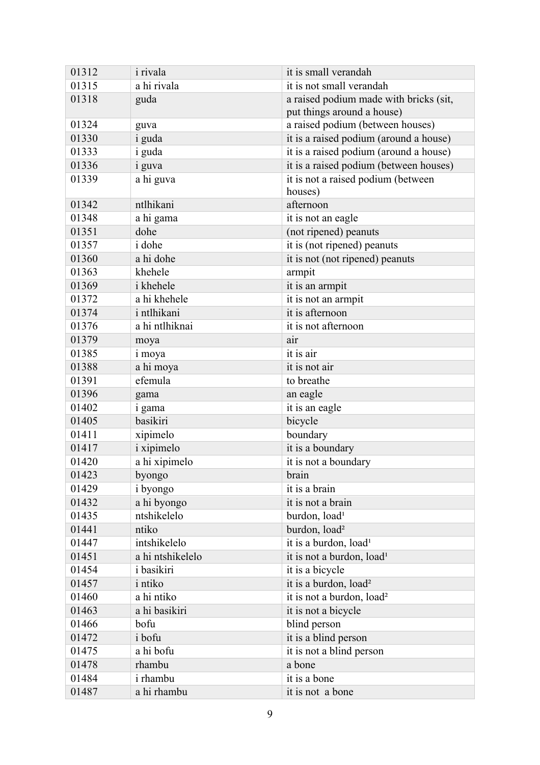| 01312 | i rivala | it is small verandah |
|---|---|---|
| 01315 | a hi rivala | it is not small verandah |
| 01318 | guda | a raised podium made with bricks (sit, put things around a house) |
| 01324 | guva | a raised podium (between houses) |
| 01330 | i guda | it is a raised podium (around a house) |
| 01333 | i guda | it is a raised podium (around a house) |
| 01336 | i guva | it is a raised podium (between houses) |
| 01339 | a hi guva | it is not a raised podium (between houses) |
| 01342 | ntlhikani | afternoon |
| 01348 | a hi gama | it is not an eagle |
| 01351 | dohe | (not ripened) peanuts |
| 01357 | i dohe | it is (not ripened) peanuts |
| 01360 | a hi dohe | it is not (not ripened) peanuts |
| 01363 | khehele | armpit |
| 01369 | i khehele | it is an armpit |
| 01372 | a hi khehele | it is not an armpit |
| 01374 | i ntlhikani | it is afternoon |
| 01376 | a hi ntlhiknai | it is not afternoon |
| 01379 | moya | air |
| 01385 | i moya | it is air |
| 01388 | a hi moya | it is not air |
| 01391 | efemula | to breathe |
| 01396 | gama | an eagle |
| 01402 | i gama | it is an eagle |
| 01405 | basikiri | bicycle |
| 01411 | xipimelo | boundary |
| 01417 | i xipimelo | it is a boundary |
| 01420 | a hi xipimelo | it is not a boundary |
| 01423 | byongo | brain |
| 01429 | i byongo | it is a brain |
| 01432 | a hi byongo | it is not a brain |
| 01435 | ntshikelelo | burdon, load[1] |
| 01441 | ntiko | burdon, load[2] |
| 01447 | intshikelelo | it is a burdon, load[1] |
| 01451 | a hi ntshikelelo | it is not a burdon, load[1] |
| 01454 | i basikiri | it is a bicycle |
| 01457 | i ntiko | it is a burdon, load[2] |
| 01460 | a hi ntiko | it is not a burdon, load[2] |
| 01463 | a hi basikiri | it is not a bicycle |
| 01466 | bofu | blind person |
| 01472 | i bofu | it is a blind person |
| 01475 | a hi bofu | it is not a blind person |
| 01478 | rhambu | a bone |
| 01484 | i rhambu | it is a bone |
| 01487 | a hi rhambu | it is not  a bone |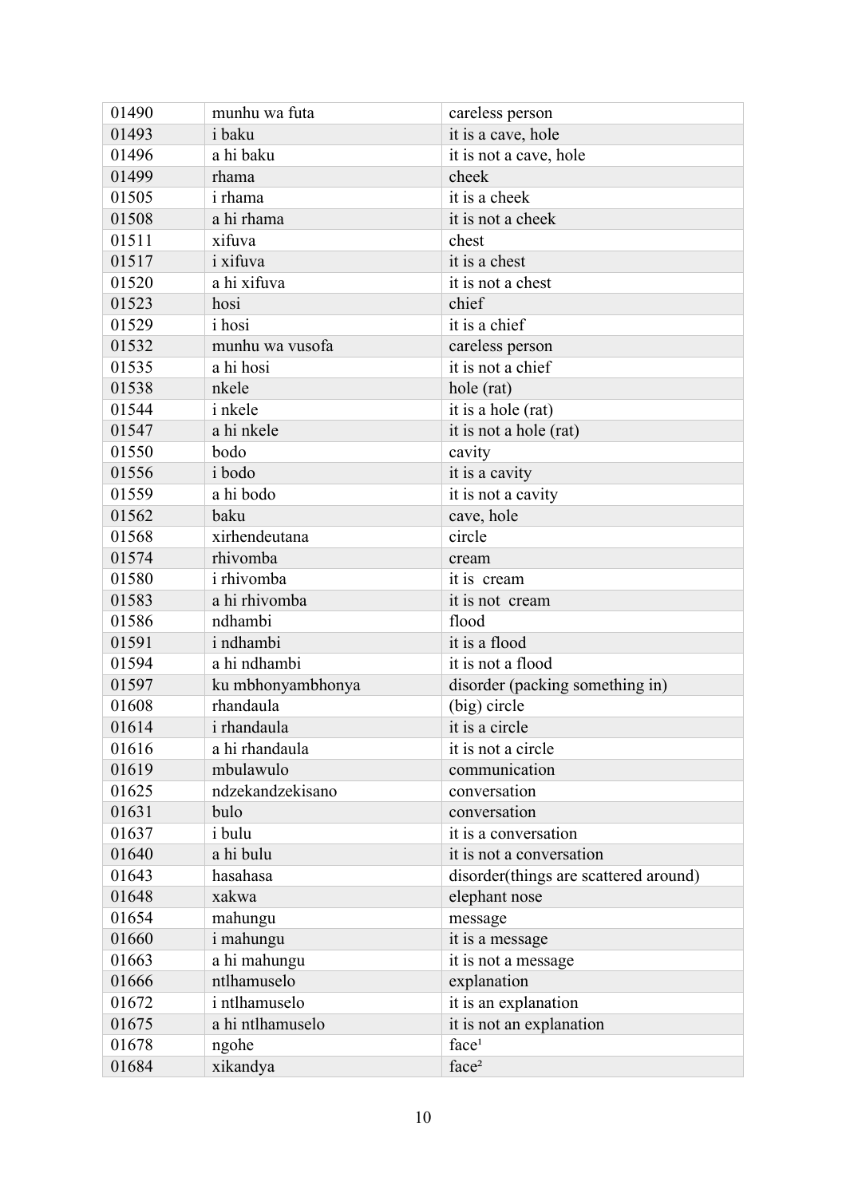| 01490 | munhu wa futa | careless person |
|---|---|---|
| 01493 | i baku | it is a cave, hole |
| 01496 | a hi baku | it is not a cave, hole |
| 01499 | rhama | cheek |
| 01505 | i rhama | it is a cheek |
| 01508 | a hi rhama | it is not a cheek |
| 01511 | xifuva | chest |
| 01517 | i xifuva | it is a chest |
| 01520 | a hi xifuva | it is not a chest |
| 01523 | hosi | chief |
| 01529 | i hosi | it is a chief |
| 01532 | munhu wa vusofa | careless person |
| 01535 | a hi hosi | it is not a chief |
| 01538 | nkele | hole (rat) |
| 01544 | i nkele | it is a hole (rat) |
| 01547 | a hi nkele | it is not a hole (rat) |
| 01550 | bodo | cavity |
| 01556 | i bodo | it is a cavity |
| 01559 | a hi bodo | it is not a cavity |
| 01562 | baku | cave, hole |
| 01568 | xirhendeutana | circle |
| 01574 | rhivomba | cream |
| 01580 | i rhivomba | it is cream |
| 01583 | a hi rhivomba | it is not cream |
| 01586 | ndhambi | flood |
| 01591 | i ndhambi | it is a flood |
| 01594 | a hi ndhambi | it is not a flood |
| 01597 | ku mbhonyambhonya | disorder (packing something in) |
| 01608 | rhandaula | (big) circle |
| 01614 | i rhandaula | it is a circle |
| 01616 | a hi rhandaula | it is not a circle |
| 01619 | mbulawulo | communication |
| 01625 | ndzekandzekisano | conversation |
| 01631 | bulo | conversation |
| 01637 | i bulu | it is a conversation |
| 01640 | a hi bulu | it is not a conversation |
| 01643 | hasahasa | disorder(things are scattered around) |
| 01648 | xakwa | elephant nose |
| 01654 | mahungu | message |
| 01660 | i mahungu | it is a message |
| 01663 | a hi mahungu | it is not a message |
| 01666 | ntlhamuselo | explanation |
| 01672 | i ntlhamuselo | it is an explanation |
| 01675 | a hi ntlhamuselo | it is not an explanation |
| 01678 | ngohe | face[1] |
| 01684 | xikandya | face[2] |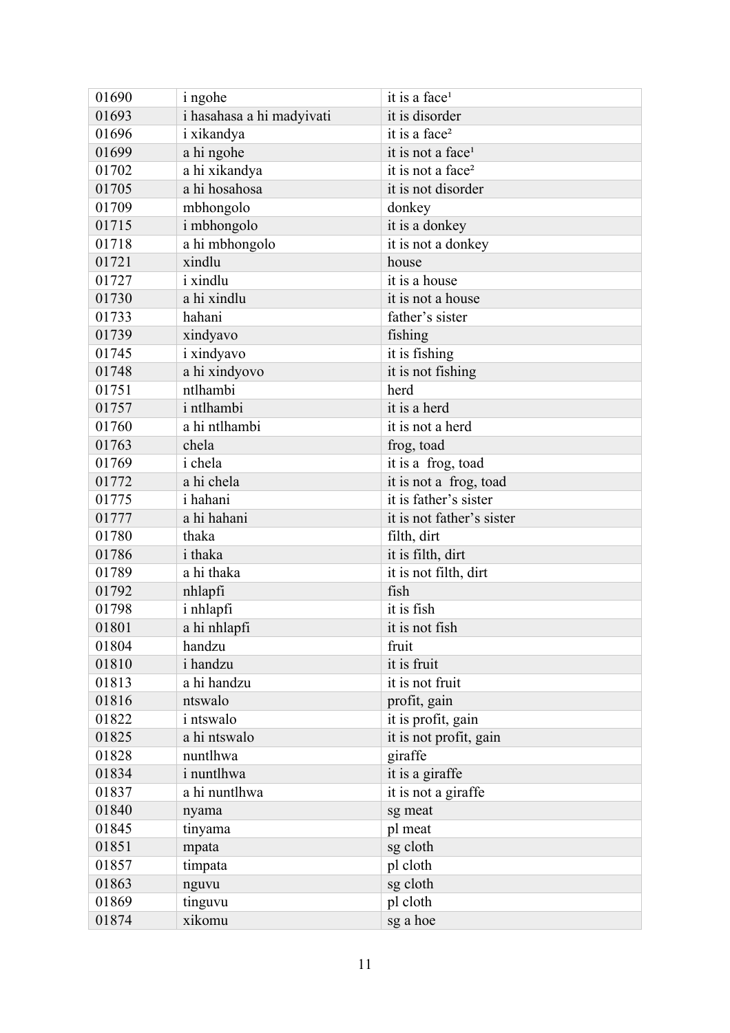| 01690 | i ngohe | it is a face[1] |
|---|---|---|
| 01693 | i hasahasa a hi madyivati | it is disorder |
| 01696 | i xikandya | it is a face[2] |
| 01699 | a hi ngohe | it is not a face[1] |
| 01702 | a hi xikandya | it is not a face[2] |
| 01705 | a hi hosahosa | it is not disorder |
| 01709 | mbhongolo | donkey |
| 01715 | i mbhongolo | it is a donkey |
| 01718 | a hi mbhongolo | it is not a donkey |
| 01721 | xindlu | house |
| 01727 | i xindlu | it is a house |
| 01730 | a hi xindlu | it is not a house |
| 01733 | hahani | father's sister |
| 01739 | xindyavo | fishing |
| 01745 | i xindyavo | it is fishing |
| 01748 | a hi xindyovo | it is not fishing |
| 01751 | ntlhambi | herd |
| 01757 | i ntlhambi | it is a herd |
| 01760 | a hi ntlhambi | it is not a herd |
| 01763 | chela | frog, toad |
| 01769 | i chela | it is a  frog, toad |
| 01772 | a hi chela | it is not a  frog, toad |
| 01775 | i hahani | it is father's sister |
| 01777 | a hi hahani | it is not father's sister |
| 01780 | thaka | filth, dirt |
| 01786 | i thaka | it is filth, dirt |
| 01789 | a hi thaka | it is not filth, dirt |
| 01792 | nhlapfi | fish |
| 01798 | i nhlapfi | it is fish |
| 01801 | a hi nhlapfi | it is not fish |
| 01804 | handzu | fruit |
| 01810 | i handzu | it is fruit |
| 01813 | a hi handzu | it is not fruit |
| 01816 | ntswalo | profit, gain |
| 01822 | i ntswalo | it is profit, gain |
| 01825 | a hi ntswalo | it is not profit, gain |
| 01828 | nuntlhwa | giraffe |
| 01834 | i nuntlhwa | it is a giraffe |
| 01837 | a hi nuntlhwa | it is not a giraffe |
| 01840 | nyama | sg meat |
| 01845 | tinyama | pl meat |
| 01851 | mpata | sg cloth |
| 01857 | timpata | pl cloth |
| 01863 | nguvu | sg cloth |
| 01869 | tinguvu | pl cloth |
| 01874 | xikomu | sg a hoe |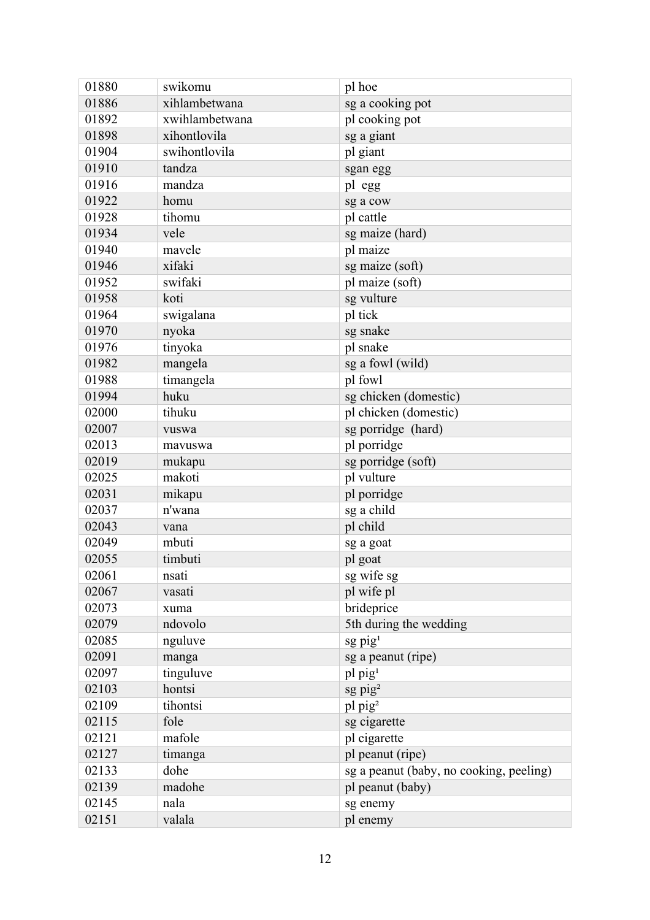| 01880 | swikomu | pl hoe |
|---|---|---|
| 01886 | xihlambetwana | sg a cooking pot |
| 01892 | xwihlambetwana | pl cooking pot |
| 01898 | xihontlovila | sg a giant |
| 01904 | swihontlovila | pl giant |
| 01910 | tandza | sgan egg |
| 01916 | mandza | pl egg |
| 01922 | homu | sg a cow |
| 01928 | tihomu | pl cattle |
| 01934 | vele | sg maize (hard) |
| 01940 | mavele | pl maize |
| 01946 | xifaki | sg maize (soft) |
| 01952 | swifaki | pl maize (soft) |
| 01958 | koti | sg vulture |
| 01964 | swigalana | pl tick |
| 01970 | nyoka | sg snake |
| 01976 | tinyoka | pl snake |
| 01982 | mangela | sg a fowl (wild) |
| 01988 | timangela | pl fowl |
| 01994 | huku | sg chicken (domestic) |
| 02000 | tihuku | pl chicken (domestic) |
| 02007 | vuswa | sg porridge (hard) |
| 02013 | mavuswa | pl porridge |
| 02019 | mukapu | sg porridge (soft) |
| 02025 | makoti | pl vulture |
| 02031 | mikapu | pl porridge |
| 02037 | n'wana | sg a child |
| 02043 | vana | pl child |
| 02049 | mbuti | sg a goat |
| 02055 | timbuti | pl goat |
| 02061 | nsati | sg wife sg |
| 02067 | vasati | pl wife pl |
| 02073 | xuma | brideprice |
| 02079 | ndovolo | 5th during the wedding |
| 02085 | nguluve | sg pig[1] |
| 02091 | manga | sg a peanut (ripe) |
| 02097 | tinguluve | pl pig[1] |
| 02103 | hontsi | sg pig[2] |
| 02109 | tihontsi | pl pig[2] |
| 02115 | fole | sg cigarette |
| 02121 | mafole | pl cigarette |
| 02127 | timanga | pl peanut (ripe) |
| 02133 | dohe | sg a peanut (baby, no cooking, peeling) |
| 02139 | madohe | pl peanut (baby) |
| 02145 | nala | sg enemy |
| 02151 | valala | pl enemy |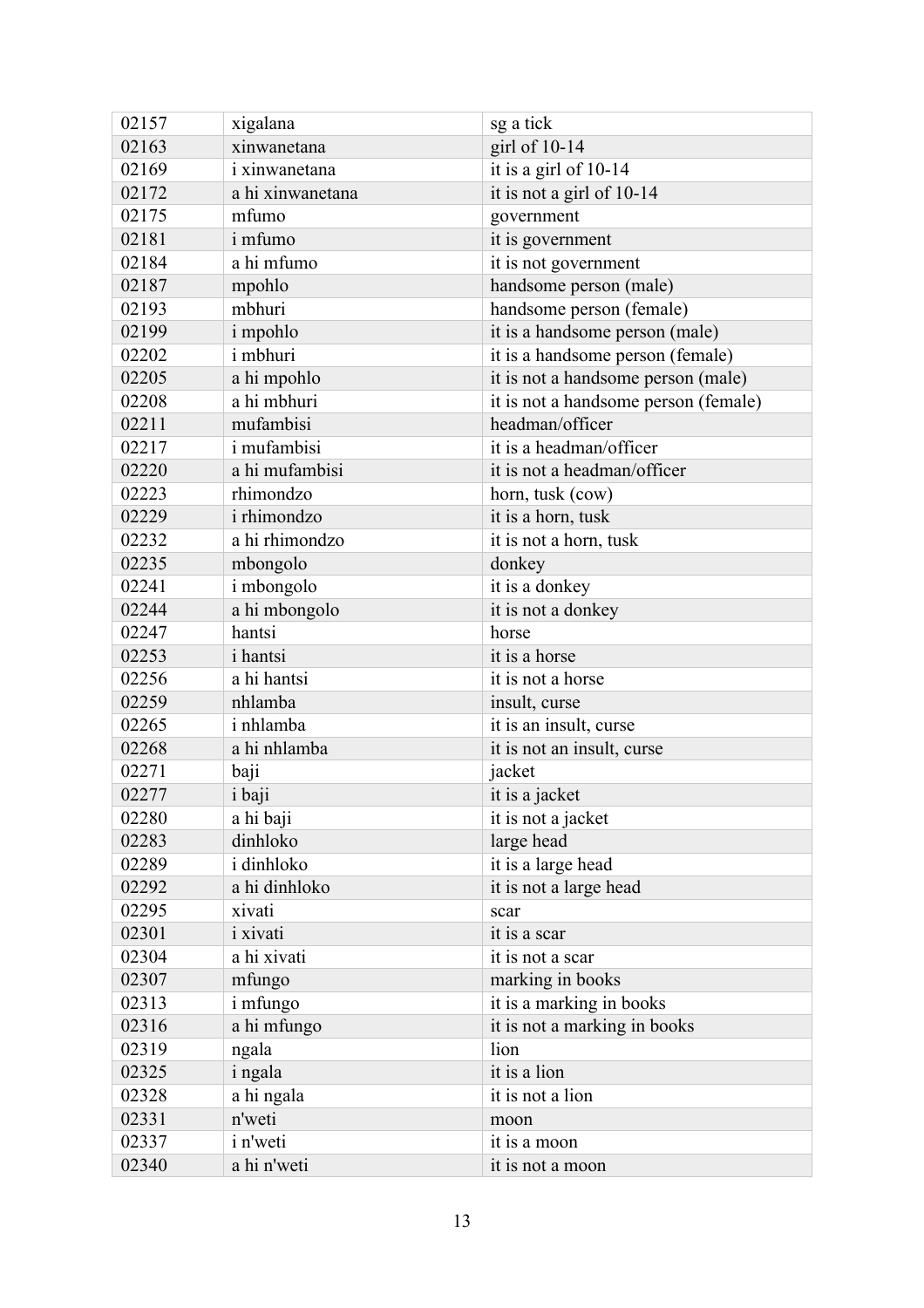| 02157 | xigalana | sg a tick |
|---|---|---|
| 02163 | xinwanetana | girl of 10-14 |
| 02169 | i xinwanetana | it is a girl of 10-14 |
| 02172 | a hi xinwanetana | it is not a girl of 10-14 |
| 02175 | mfumo | government |
| 02181 | i mfumo | it is government |
| 02184 | a hi mfumo | it is not government |
| 02187 | mpohlo | handsome person (male) |
| 02193 | mbhuri | handsome person (female) |
| 02199 | i mpohlo | it is a handsome person (male) |
| 02202 | i mbhuri | it is a handsome person (female) |
| 02205 | a hi mpohlo | it is not a handsome person (male) |
| 02208 | a hi mbhuri | it is not a handsome person (female) |
| 02211 | mufambisi | headman/officer |
| 02217 | i mufambisi | it is a headman/officer |
| 02220 | a hi mufambisi | it is not a headman/officer |
| 02223 | rhimondzo | horn, tusk (cow) |
| 02229 | i rhimondzo | it is a horn, tusk |
| 02232 | a hi rhimondzo | it is not a horn, tusk |
| 02235 | mbongolo | donkey |
| 02241 | i mbongolo | it is a donkey |
| 02244 | a hi mbongolo | it is not a donkey |
| 02247 | hantsi | horse |
| 02253 | i hantsi | it is a horse |
| 02256 | a hi hantsi | it is not a horse |
| 02259 | nhlamba | insult, curse |
| 02265 | i nhlamba | it is an insult, curse |
| 02268 | a hi nhlamba | it is not an insult, curse |
| 02271 | baji | jacket |
| 02277 | i baji | it is a jacket |
| 02280 | a hi baji | it is not a jacket |
| 02283 | dinhloko | large head |
| 02289 | i dinhloko | it is a large head |
| 02292 | a hi dinhloko | it is not a large head |
| 02295 | xivati | scar |
| 02301 | i xivati | it is a scar |
| 02304 | a hi xivati | it is not a scar |
| 02307 | mfungo | marking in books |
| 02313 | i mfungo | it is a marking in books |
| 02316 | a hi mfungo | it is not a marking in books |
| 02319 | ngala | lion |
| 02325 | i ngala | it is a lion |
| 02328 | a hi ngala | it is not a lion |
| 02331 | n'weti | moon |
| 02337 | i n'weti | it is a moon |
| 02340 | a hi n'weti | it is not a moon |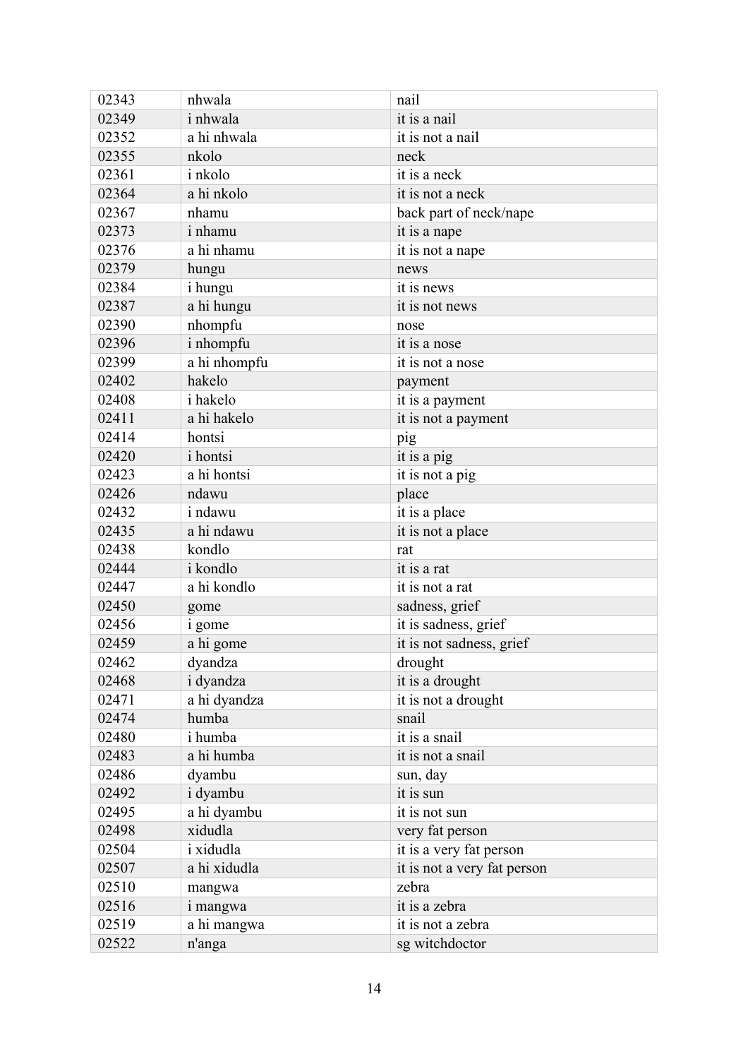| 02343 | nhwala | nail |
|---|---|---|
| 02349 | i nhwala | it is a nail |
| 02352 | a hi nhwala | it is not a nail |
| 02355 | nkolo | neck |
| 02361 | i nkolo | it is a neck |
| 02364 | a hi nkolo | it is not a neck |
| 02367 | nhamu | back part of neck/nape |
| 02373 | i nhamu | it is a nape |
| 02376 | a hi nhamu | it is not a nape |
| 02379 | hungu | news |
| 02384 | i hungu | it is news |
| 02387 | a hi hungu | it is not news |
| 02390 | nhompfu | nose |
| 02396 | i nhompfu | it is a nose |
| 02399 | a hi nhompfu | it is not a nose |
| 02402 | hakelo | payment |
| 02408 | i hakelo | it is a payment |
| 02411 | a hi hakelo | it is not a payment |
| 02414 | hontsi | pig |
| 02420 | i hontsi | it is a pig |
| 02423 | a hi hontsi | it is not a pig |
| 02426 | ndawu | place |
| 02432 | i ndawu | it is a place |
| 02435 | a hi ndawu | it is not a place |
| 02438 | kondlo | rat |
| 02444 | i kondlo | it is a rat |
| 02447 | a hi kondlo | it is not a rat |
| 02450 | gome | sadness, grief |
| 02456 | i gome | it is sadness, grief |
| 02459 | a hi gome | it is not sadness, grief |
| 02462 | dyandza | drought |
| 02468 | i dyandza | it is a drought |
| 02471 | a hi dyandza | it is not a drought |
| 02474 | humba | snail |
| 02480 | i humba | it is a snail |
| 02483 | a hi humba | it is not a snail |
| 02486 | dyambu | sun, day |
| 02492 | i dyambu | it is sun |
| 02495 | a hi dyambu | it is not sun |
| 02498 | xidudla | very fat person |
| 02504 | i xidudla | it is a very fat person |
| 02507 | a hi xidudla | it is not a very fat person |
| 02510 | mangwa | zebra |
| 02516 | i mangwa | it is a zebra |
| 02519 | a hi mangwa | it is not a zebra |
| 02522 | n'anga | sg witchdoctor |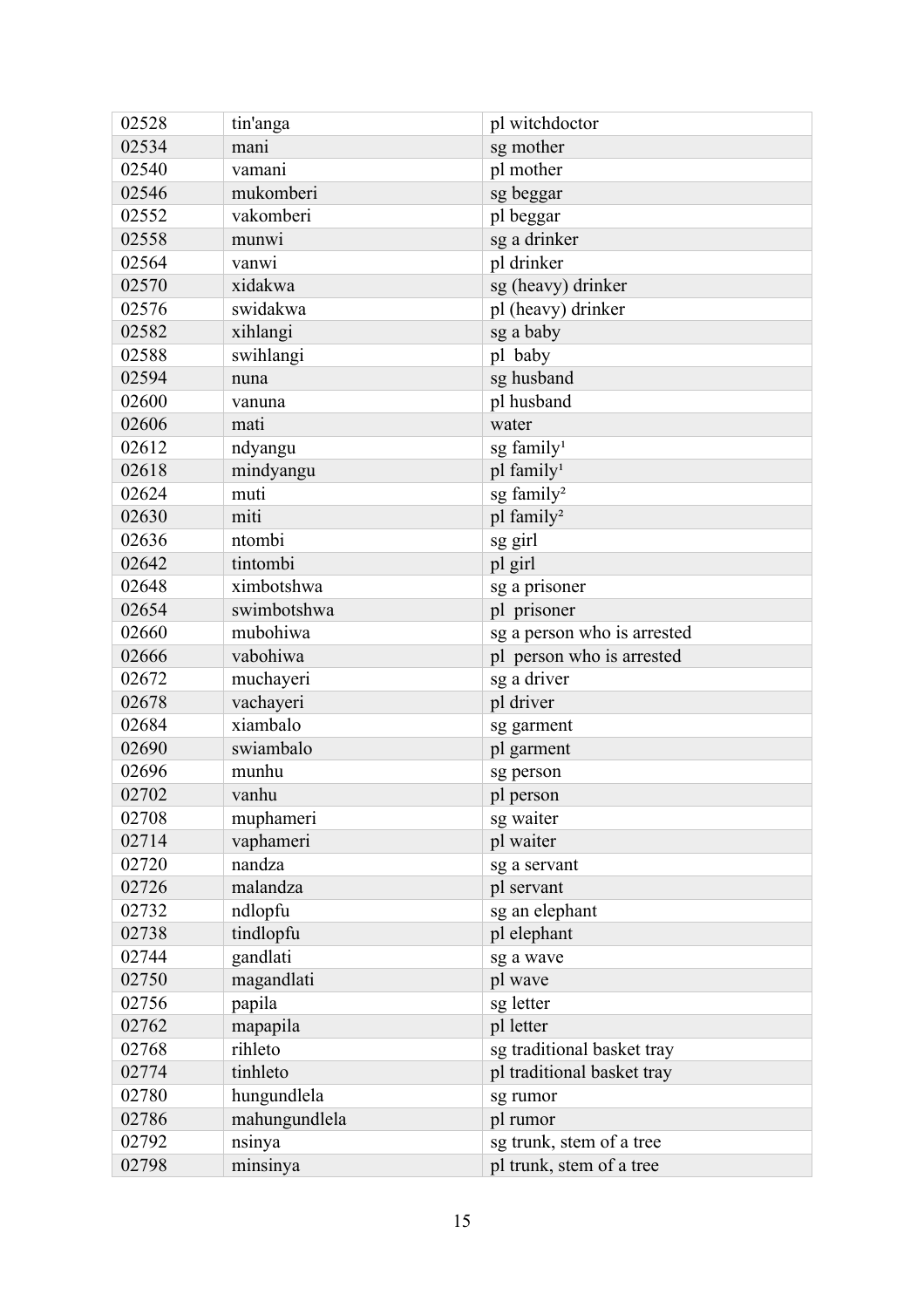| 02528 | tin'anga | pl witchdoctor |
|---|---|---|
| 02534 | mani | sg mother |
| 02540 | vamani | pl mother |
| 02546 | mukomberi | sg beggar |
| 02552 | vakomberi | pl beggar |
| 02558 | munwi | sg a drinker |
| 02564 | vanwi | pl drinker |
| 02570 | xidakwa | sg (heavy) drinker |
| 02576 | swidakwa | pl (heavy) drinker |
| 02582 | xihlangi | sg a baby |
| 02588 | swihlangi | pl baby |
| 02594 | nuna | sg husband |
| 02600 | vanuna | pl husband |
| 02606 | mati | water |
| 02612 | ndyangu | sg family[1] |
| 02618 | mindyangu | pl family[1] |
| 02624 | muti | sg family[2] |
| 02630 | miti | pl family[2] |
| 02636 | ntombi | sg girl |
| 02642 | tintombi | pl girl |
| 02648 | ximbotshwa | sg a prisoner |
| 02654 | swimbotshwa | pl prisoner |
| 02660 | mubohiwa | sg a person who is arrested |
| 02666 | vabohiwa | pl person who is arrested |
| 02672 | muchayeri | sg a driver |
| 02678 | vachayeri | pl driver |
| 02684 | xiambalo | sg garment |
| 02690 | swiambalo | pl garment |
| 02696 | munhu | sg person |
| 02702 | vanhu | pl person |
| 02708 | muphameri | sg waiter |
| 02714 | vaphameri | pl waiter |
| 02720 | nandza | sg a servant |
| 02726 | malandza | pl servant |
| 02732 | ndlopfu | sg an elephant |
| 02738 | tindlopfu | pl elephant |
| 02744 | gandlati | sg a wave |
| 02750 | magandlati | pl wave |
| 02756 | papila | sg letter |
| 02762 | mapapila | pl letter |
| 02768 | rihleto | sg traditional basket tray |
| 02774 | tinhleto | pl traditional basket tray |
| 02780 | hungundlela | sg rumor |
| 02786 | mahungundlela | pl rumor |
| 02792 | nsinya | sg trunk, stem of a tree |
| 02798 | minsinya | pl trunk, stem of a tree |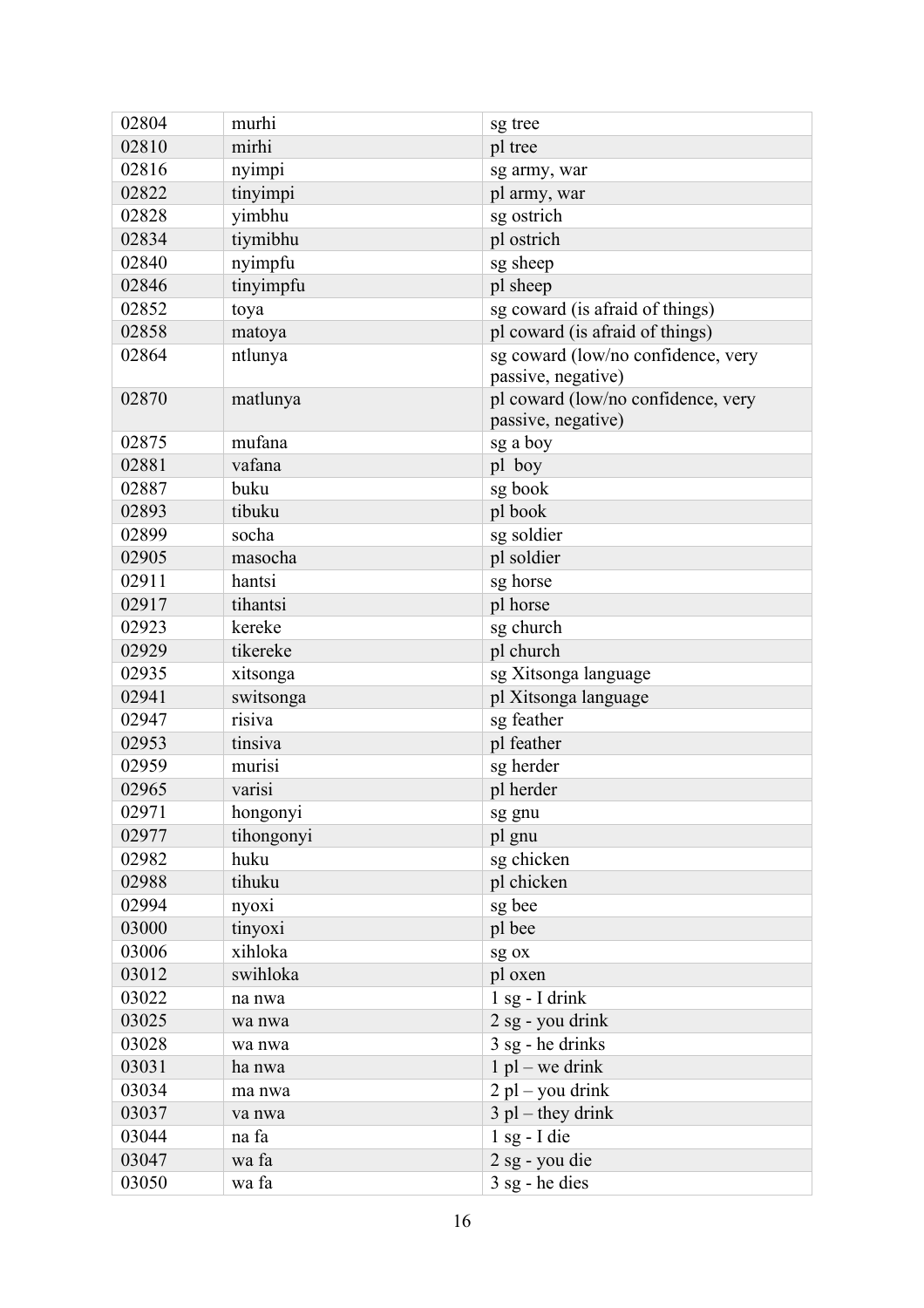| 02804 | murhi | sg tree |
|---|---|---|
| 02810 | mirhi | pl tree |
| 02816 | nyimpi | sg army, war |
| 02822 | tinyimpi | pl army, war |
| 02828 | yimbhu | sg ostrich |
| 02834 | tiymibhu | pl ostrich |
| 02840 | nyimpfu | sg sheep |
| 02846 | tinyimpfu | pl sheep |
| 02852 | toya | sg coward (is afraid of things) |
| 02858 | matoya | pl coward (is afraid of things) |
| 02864 | ntlunya | sg coward (low/no confidence, very passive, negative) |
| 02870 | matlunya | pl coward (low/no confidence, very passive, negative) |
| 02875 | mufana | sg a boy |
| 02881 | vafana | pl boy |
| 02887 | buku | sg book |
| 02893 | tibuku | pl book |
| 02899 | socha | sg soldier |
| 02905 | masocha | pl soldier |
| 02911 | hantsi | sg horse |
| 02917 | tihantsi | pl horse |
| 02923 | kereke | sg church |
| 02929 | tikereke | pl church |
| 02935 | xitsonga | sg Xitsonga language |
| 02941 | switsonga | pl Xitsonga language |
| 02947 | risiva | sg feather |
| 02953 | tinsiva | pl feather |
| 02959 | murisi | sg herder |
| 02965 | varisi | pl herder |
| 02971 | hongonyi | sg gnu |
| 02977 | tihongonyi | pl gnu |
| 02982 | huku | sg chicken |
| 02988 | tihuku | pl chicken |
| 02994 | nyoxi | sg bee |
| 03000 | tinyoxi | pl bee |
| 03006 | xihloka | sg ox |
| 03012 | swihloka | pl oxen |
| 03022 | na nwa | 1 sg - I drink |
| 03025 | wa nwa | 2 sg - you drink |
| 03028 | wa nwa | 3 sg - he drinks |
| 03031 | ha nwa | 1 pl – we drink |
| 03034 | ma nwa | 2 pl – you drink |
| 03037 | va nwa | 3 pl – they drink |
| 03044 | na fa | 1 sg - I die |
| 03047 | wa fa | 2 sg - you die |
| 03050 | wa fa | 3 sg - he dies |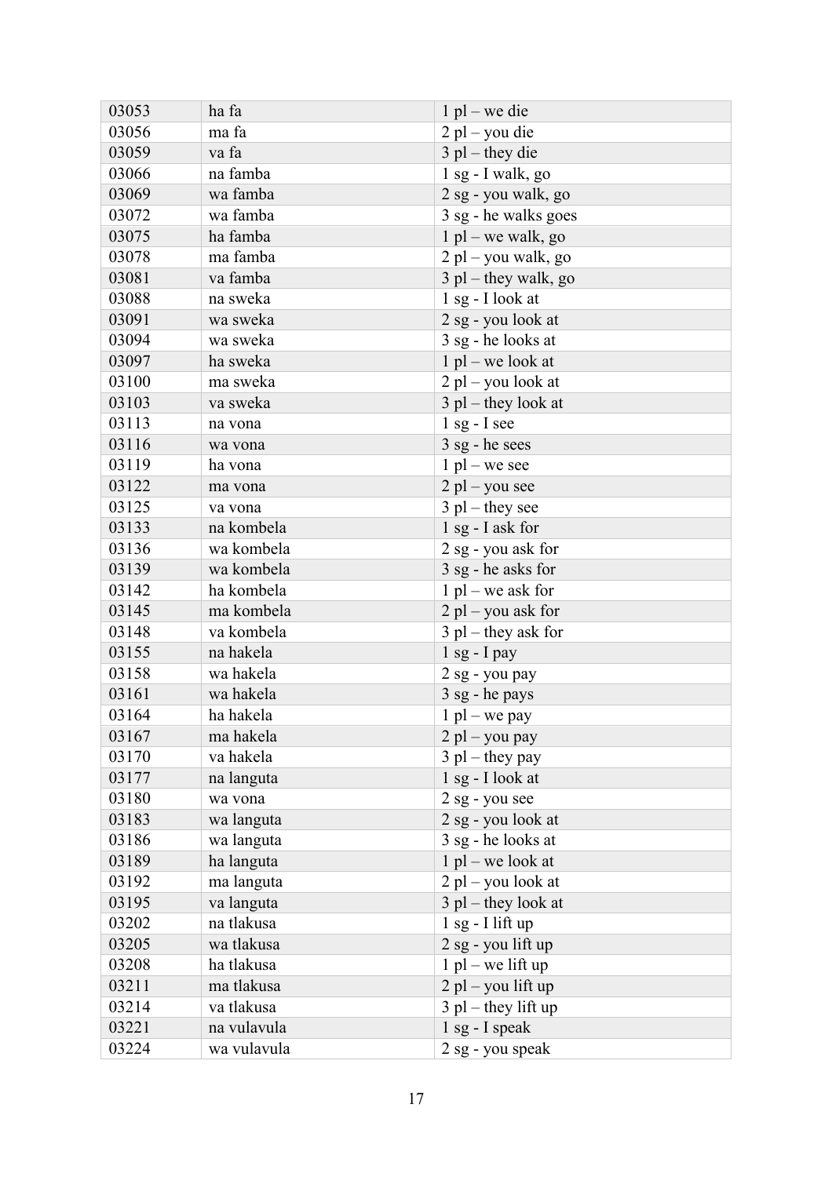| 03053 | ha fa | 1 pl – we die |
|---|---|---|
| 03056 | ma fa | 2 pl – you die |
| 03059 | va fa | 3 pl – they die |
| 03066 | na famba | 1 sg - I walk, go |
| 03069 | wa famba | 2 sg - you walk, go |
| 03072 | wa famba | 3 sg - he walks goes |
| 03075 | ha famba | 1 pl – we walk, go |
| 03078 | ma famba | 2 pl – you walk, go |
| 03081 | va famba | 3 pl – they walk, go |
| 03088 | na sweka | 1 sg - I look at |
| 03091 | wa sweka | 2 sg - you look at |
| 03094 | wa sweka | 3 sg - he looks at |
| 03097 | ha sweka | 1 pl – we look at |
| 03100 | ma sweka | 2 pl – you look at |
| 03103 | va sweka | 3 pl – they look at |
| 03113 | na vona | 1 sg - I see |
| 03116 | wa vona | 3 sg - he sees |
| 03119 | ha vona | 1 pl – we see |
| 03122 | ma vona | 2 pl – you see |
| 03125 | va vona | 3 pl – they see |
| 03133 | na kombela | 1 sg - I ask for |
| 03136 | wa kombela | 2 sg - you ask for |
| 03139 | wa kombela | 3 sg - he asks for |
| 03142 | ha kombela | 1 pl – we ask for |
| 03145 | ma kombela | 2 pl – you ask for |
| 03148 | va kombela | 3 pl – they ask for |
| 03155 | na hakela | 1 sg - I pay |
| 03158 | wa hakela | 2 sg - you pay |
| 03161 | wa hakela | 3 sg - he pays |
| 03164 | ha hakela | 1 pl – we pay |
| 03167 | ma hakela | 2 pl – you pay |
| 03170 | va hakela | 3 pl – they pay |
| 03177 | na languta | 1 sg - I look at |
| 03180 | wa vona | 2 sg - you see |
| 03183 | wa languta | 2 sg - you look at |
| 03186 | wa languta | 3 sg - he looks at |
| 03189 | ha languta | 1 pl – we look at |
| 03192 | ma languta | 2 pl – you look at |
| 03195 | va languta | 3 pl – they look at |
| 03202 | na tlakusa | 1 sg - I lift up |
| 03205 | wa tlakusa | 2 sg - you lift up |
| 03208 | ha tlakusa | 1 pl – we lift up |
| 03211 | ma tlakusa | 2 pl – you lift up |
| 03214 | va tlakusa | 3 pl – they lift up |
| 03221 | na vulavula | 1 sg - I speak |
| 03224 | wa vulavula | 2 sg - you speak |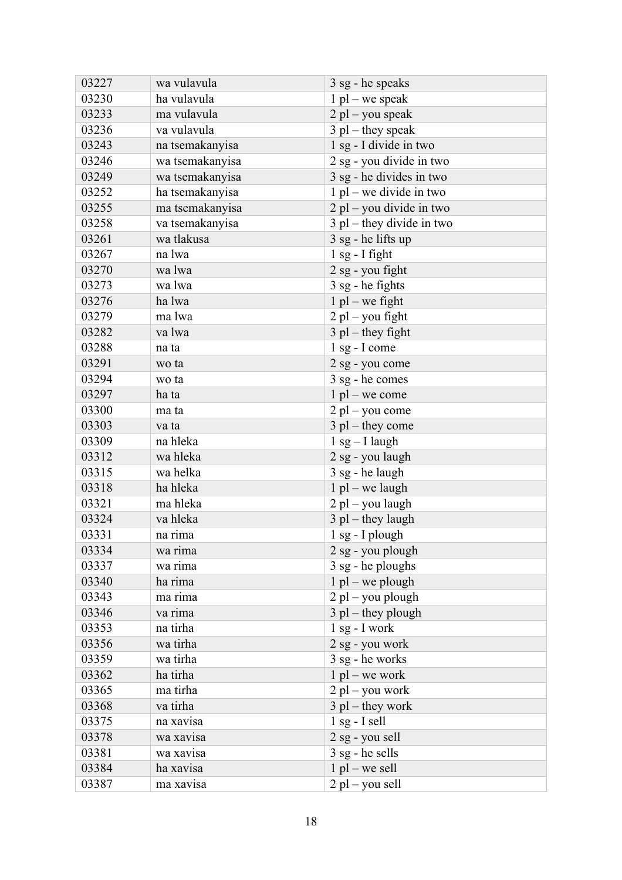| 03227 | wa vulavula | 3 sg - he speaks |
|---|---|---|
| 03230 | ha vulavula | 1 pl – we speak |
| 03233 | ma vulavula | 2 pl – you speak |
| 03236 | va vulavula | 3 pl – they speak |
| 03243 | na tsemakanyisa | 1 sg - I divide in two |
| 03246 | wa tsemakanyisa | 2 sg - you divide in two |
| 03249 | wa tsemakanyisa | 3 sg - he divides in two |
| 03252 | ha tsemakanyisa | 1 pl – we divide in two |
| 03255 | ma tsemakanyisa | 2 pl – you divide in two |
| 03258 | va tsemakanyisa | 3 pl – they divide in two |
| 03261 | wa tlakusa | 3 sg - he lifts up |
| 03267 | na lwa | 1 sg - I fight |
| 03270 | wa lwa | 2 sg - you fight |
| 03273 | wa lwa | 3 sg - he fights |
| 03276 | ha lwa | 1 pl – we fight |
| 03279 | ma lwa | 2 pl – you fight |
| 03282 | va lwa | 3 pl – they fight |
| 03288 | na ta | 1 sg - I come |
| 03291 | wo ta | 2 sg - you come |
| 03294 | wo ta | 3 sg - he comes |
| 03297 | ha ta | 1 pl – we come |
| 03300 | ma ta | 2 pl – you come |
| 03303 | va ta | 3 pl – they come |
| 03309 | na hleka | 1 sg – I laugh |
| 03312 | wa hleka | 2 sg - you laugh |
| 03315 | wa helka | 3 sg - he laugh |
| 03318 | ha hleka | 1 pl – we laugh |
| 03321 | ma hleka | 2 pl – you laugh |
| 03324 | va hleka | 3 pl – they laugh |
| 03331 | na rima | 1 sg - I plough |
| 03334 | wa rima | 2 sg - you plough |
| 03337 | wa rima | 3 sg - he ploughs |
| 03340 | ha rima | 1 pl – we plough |
| 03343 | ma rima | 2 pl – you plough |
| 03346 | va rima | 3 pl – they plough |
| 03353 | na tirha | 1 sg - I work |
| 03356 | wa tirha | 2 sg - you work |
| 03359 | wa tirha | 3 sg - he works |
| 03362 | ha tirha | 1 pl – we work |
| 03365 | ma tirha | 2 pl – you work |
| 03368 | va tirha | 3 pl – they work |
| 03375 | na xavisa | 1 sg - I sell |
| 03378 | wa xavisa | 2 sg - you sell |
| 03381 | wa xavisa | 3 sg - he sells |
| 03384 | ha xavisa | 1 pl – we sell |
| 03387 | ma xavisa | 2 pl – you sell |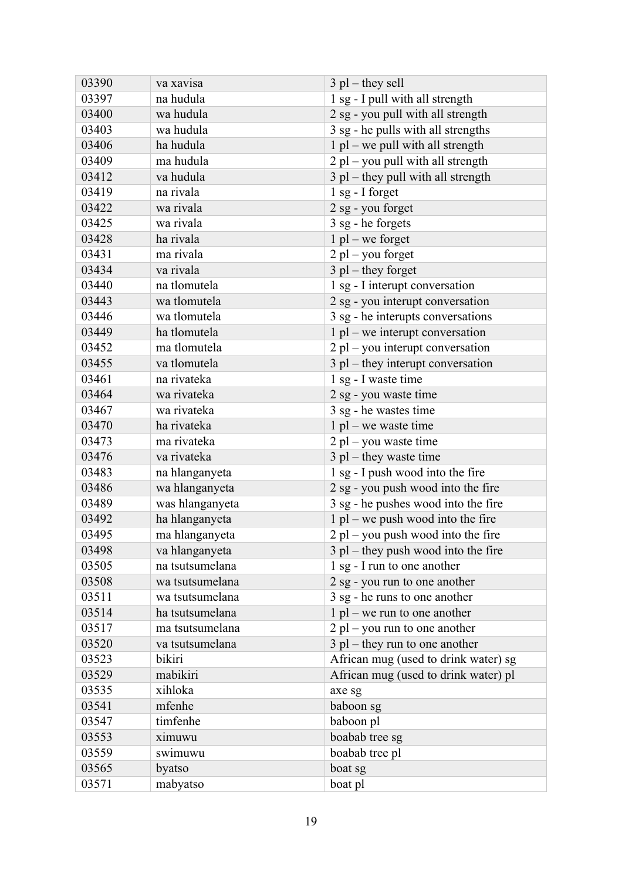| 03390 | va xavisa | 3 pl – they sell |
|---|---|---|
| 03397 | na hudula | 1 sg - I pull with all strength |
| 03400 | wa hudula | 2 sg - you pull with all strength |
| 03403 | wa hudula | 3 sg - he pulls with all strengths |
| 03406 | ha hudula | 1 pl – we pull with all strength |
| 03409 | ma hudula | 2 pl – you pull with all strength |
| 03412 | va hudula | 3 pl – they pull with all strength |
| 03419 | na rivala | 1 sg - I forget |
| 03422 | wa rivala | 2 sg - you forget |
| 03425 | wa rivala | 3 sg - he forgets |
| 03428 | ha rivala | 1 pl – we forget |
| 03431 | ma rivala | 2 pl – you forget |
| 03434 | va rivala | 3 pl – they forget |
| 03440 | na tlomutela | 1 sg - I interupt conversation |
| 03443 | wa tlomutela | 2 sg - you interupt conversation |
| 03446 | wa tlomutela | 3 sg - he interupts conversations |
| 03449 | ha tlomutela | 1 pl – we interupt conversation |
| 03452 | ma tlomutela | 2 pl – you interupt conversation |
| 03455 | va tlomutela | 3 pl – they interupt conversation |
| 03461 | na rivateka | 1 sg - I waste time |
| 03464 | wa rivateka | 2 sg - you waste time |
| 03467 | wa rivateka | 3 sg - he wastes time |
| 03470 | ha rivateka | 1 pl – we waste time |
| 03473 | ma rivateka | 2 pl – you waste time |
| 03476 | va rivateka | 3 pl – they waste time |
| 03483 | na hlanganyeta | 1 sg - I push wood into the fire |
| 03486 | wa hlanganyeta | 2 sg - you push wood into the fire |
| 03489 | was hlanganyeta | 3 sg - he pushes wood into the fire |
| 03492 | ha hlanganyeta | 1 pl – we push wood into the fire |
| 03495 | ma hlanganyeta | 2 pl – you push wood into the fire |
| 03498 | va hlanganyeta | 3 pl – they push wood into the fire |
| 03505 | na tsutsumelana | 1 sg - I run to one another |
| 03508 | wa tsutsumelana | 2 sg - you run to one another |
| 03511 | wa tsutsumelana | 3 sg - he runs to one another |
| 03514 | ha tsutsumelana | 1 pl – we run to one another |
| 03517 | ma tsutsumelana | 2 pl – you run to one another |
| 03520 | va tsutsumelana | 3 pl – they run to one another |
| 03523 | bikiri | African mug (used to drink water) sg |
| 03529 | mabikiri | African mug (used to drink water) pl |
| 03535 | xihloka | axe sg |
| 03541 | mfenhe | baboon sg |
| 03547 | timfenhe | baboon pl |
| 03553 | ximuwu | boabab tree sg |
| 03559 | swimuwu | boabab tree pl |
| 03565 | byatso | boat sg |
| 03571 | mabyatso | boat pl |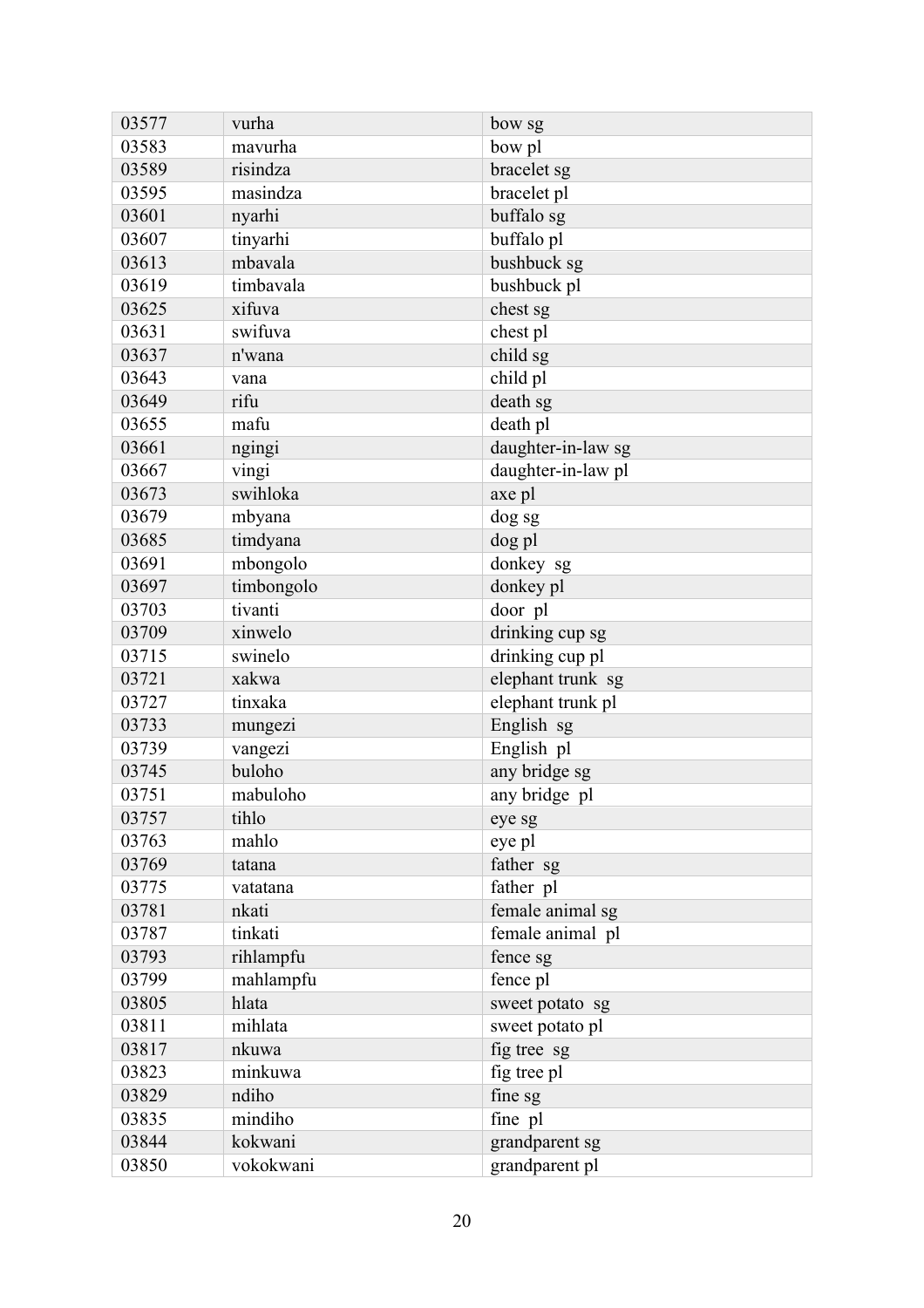| 03577 | vurha | bow sg |
|---|---|---|
| 03583 | mavurha | bow pl |
| 03589 | risindza | bracelet sg |
| 03595 | masindza | bracelet pl |
| 03601 | nyarhi | buffalo sg |
| 03607 | tinyarhi | buffalo pl |
| 03613 | mbavala | bushbuck sg |
| 03619 | timbavala | bushbuck pl |
| 03625 | xifuva | chest sg |
| 03631 | swifuva | chest pl |
| 03637 | n'wana | child sg |
| 03643 | vana | child pl |
| 03649 | rifu | death sg |
| 03655 | mafu | death pl |
| 03661 | ngingi | daughter-in-law sg |
| 03667 | vingi | daughter-in-law pl |
| 03673 | swihloka | axe pl |
| 03679 | mbyana | dog sg |
| 03685 | timdyana | dog pl |
| 03691 | mbongolo | donkey sg |
| 03697 | timbongolo | donkey pl |
| 03703 | tivanti | door pl |
| 03709 | xinwelo | drinking cup sg |
| 03715 | swinelo | drinking cup pl |
| 03721 | xakwa | elephant trunk sg |
| 03727 | tinxaka | elephant trunk pl |
| 03733 | mungezi | English sg |
| 03739 | vangezi | English pl |
| 03745 | buloho | any bridge sg |
| 03751 | mabuloho | any bridge pl |
| 03757 | tihlo | eye sg |
| 03763 | mahlo | eye pl |
| 03769 | tatana | father sg |
| 03775 | vatatana | father pl |
| 03781 | nkati | female animal sg |
| 03787 | tinkati | female animal pl |
| 03793 | rihlampfu | fence sg |
| 03799 | mahlampfu | fence pl |
| 03805 | hlata | sweet potato sg |
| 03811 | mihlata | sweet potato pl |
| 03817 | nkuwa | fig tree sg |
| 03823 | minkuwa | fig tree pl |
| 03829 | ndiho | fine sg |
| 03835 | mindiho | fine pl |
| 03844 | kokwani | grandparent sg |
| 03850 | vokokwani | grandparent pl |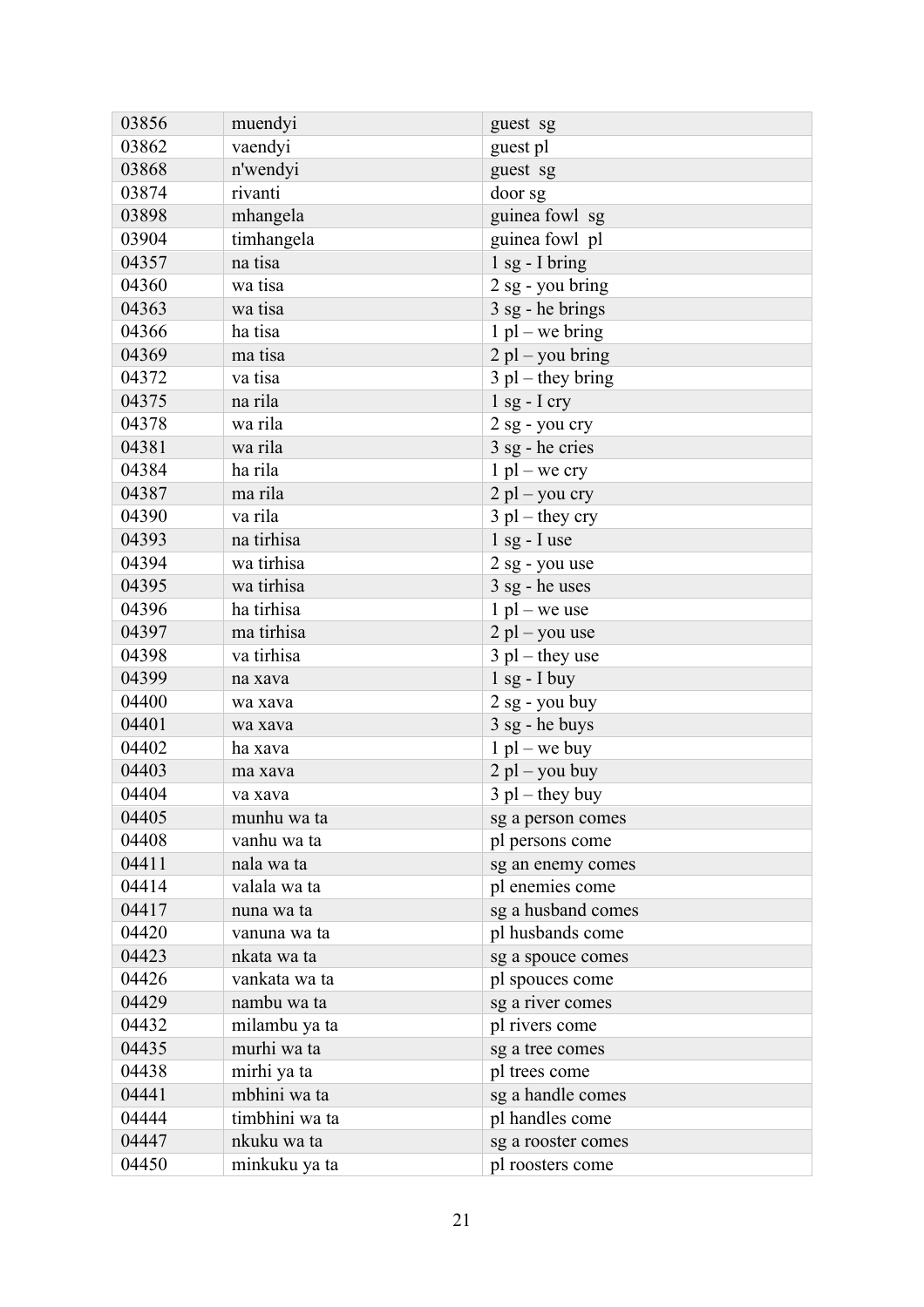| 03856 | muendyi | guest sg |
|---|---|---|
| 03862 | vaendyi | guest pl |
| 03868 | n'wendyi | guest sg |
| 03874 | rivanti | door sg |
| 03898 | mhangela | guinea fowl sg |
| 03904 | timhangela | guinea fowl pl |
| 04357 | na tisa | 1 sg - I bring |
| 04360 | wa tisa | 2 sg - you bring |
| 04363 | wa tisa | 3 sg - he brings |
| 04366 | ha tisa | 1 pl – we bring |
| 04369 | ma tisa | 2 pl – you bring |
| 04372 | va tisa | 3 pl – they bring |
| 04375 | na rila | 1 sg - I cry |
| 04378 | wa rila | 2 sg - you cry |
| 04381 | wa rila | 3 sg - he cries |
| 04384 | ha rila | 1 pl – we cry |
| 04387 | ma rila | 2 pl – you cry |
| 04390 | va rila | 3 pl – they cry |
| 04393 | na tirhisa | 1 sg - I use |
| 04394 | wa tirhisa | 2 sg - you use |
| 04395 | wa tirhisa | 3 sg - he uses |
| 04396 | ha tirhisa | 1 pl – we use |
| 04397 | ma tirhisa | 2 pl – you use |
| 04398 | va tirhisa | 3 pl – they use |
| 04399 | na xava | 1 sg - I buy |
| 04400 | wa xava | 2 sg - you buy |
| 04401 | wa xava | 3 sg - he buys |
| 04402 | ha xava | 1 pl – we buy |
| 04403 | ma xava | 2 pl – you buy |
| 04404 | va xava | 3 pl – they buy |
| 04405 | munhu wa ta | sg a person comes |
| 04408 | vanhu wa ta | pl persons come |
| 04411 | nala wa ta | sg an enemy comes |
| 04414 | valala wa ta | pl enemies come |
| 04417 | nuna wa ta | sg a husband comes |
| 04420 | vanuna wa ta | pl husbands come |
| 04423 | nkata wa ta | sg a spouce comes |
| 04426 | vankata wa ta | pl spouces come |
| 04429 | nambu wa ta | sg a river comes |
| 04432 | milambu ya ta | pl rivers come |
| 04435 | murhi wa ta | sg a tree comes |
| 04438 | mirhi ya ta | pl trees come |
| 04441 | mbhini wa ta | sg a handle comes |
| 04444 | timbhini wa ta | pl handles come |
| 04447 | nkuku wa ta | sg a rooster comes |
| 04450 | minkuku ya ta | pl roosters come |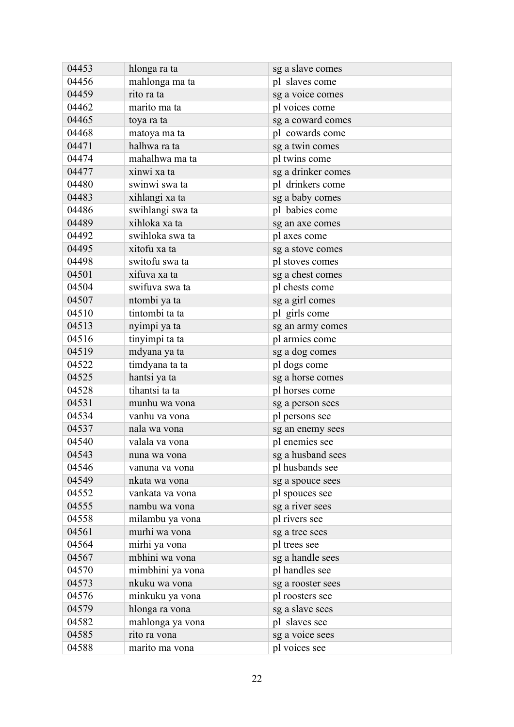| 04453 | hlonga ra ta | sg a slave comes |
|---|---|---|
| 04456 | mahlonga ma ta | pl slaves come |
| 04459 | rito ra ta | sg a voice comes |
| 04462 | marito ma ta | pl voices come |
| 04465 | toya ra ta | sg a coward comes |
| 04468 | matoya ma ta | pl cowards come |
| 04471 | halhwa ra ta | sg a twin comes |
| 04474 | mahalhwa ma ta | pl twins come |
| 04477 | xinwi xa ta | sg a drinker comes |
| 04480 | swinwi swa ta | pl drinkers come |
| 04483 | xihlangi xa ta | sg a baby comes |
| 04486 | swihlangi swa ta | pl babies come |
| 04489 | xihloka xa ta | sg an axe comes |
| 04492 | swihloka swa ta | pl axes come |
| 04495 | xitofu xa ta | sg a stove comes |
| 04498 | switofu swa ta | pl stoves comes |
| 04501 | xifuva xa ta | sg a chest comes |
| 04504 | swifuva swa ta | pl chests come |
| 04507 | ntombi ya ta | sg a girl comes |
| 04510 | tintombi ta ta | pl girls come |
| 04513 | nyimpi ya ta | sg an army comes |
| 04516 | tinyimpi ta ta | pl armies come |
| 04519 | mdyana ya ta | sg a dog comes |
| 04522 | timdyana ta ta | pl dogs come |
| 04525 | hantsi ya ta | sg a horse comes |
| 04528 | tihantsi ta ta | pl horses come |
| 04531 | munhu wa vona | sg a person sees |
| 04534 | vanhu va vona | pl persons see |
| 04537 | nala wa vona | sg an enemy sees |
| 04540 | valala va vona | pl enemies see |
| 04543 | nuna wa vona | sg a husband sees |
| 04546 | vanuna va vona | pl husbands see |
| 04549 | nkata wa vona | sg a spouce sees |
| 04552 | vankata va vona | pl spouces see |
| 04555 | nambu wa vona | sg a river sees |
| 04558 | milambu ya vona | pl rivers see |
| 04561 | murhi wa vona | sg a tree sees |
| 04564 | mirhi ya vona | pl trees see |
| 04567 | mbhini wa vona | sg a handle sees |
| 04570 | mimbhini ya vona | pl handles see |
| 04573 | nkuku wa vona | sg a rooster sees |
| 04576 | minkuku ya vona | pl roosters see |
| 04579 | hlonga ra vona | sg a slave sees |
| 04582 | mahlonga ya vona | pl slaves see |
| 04585 | rito ra vona | sg a voice sees |
| 04588 | marito ma vona | pl voices see |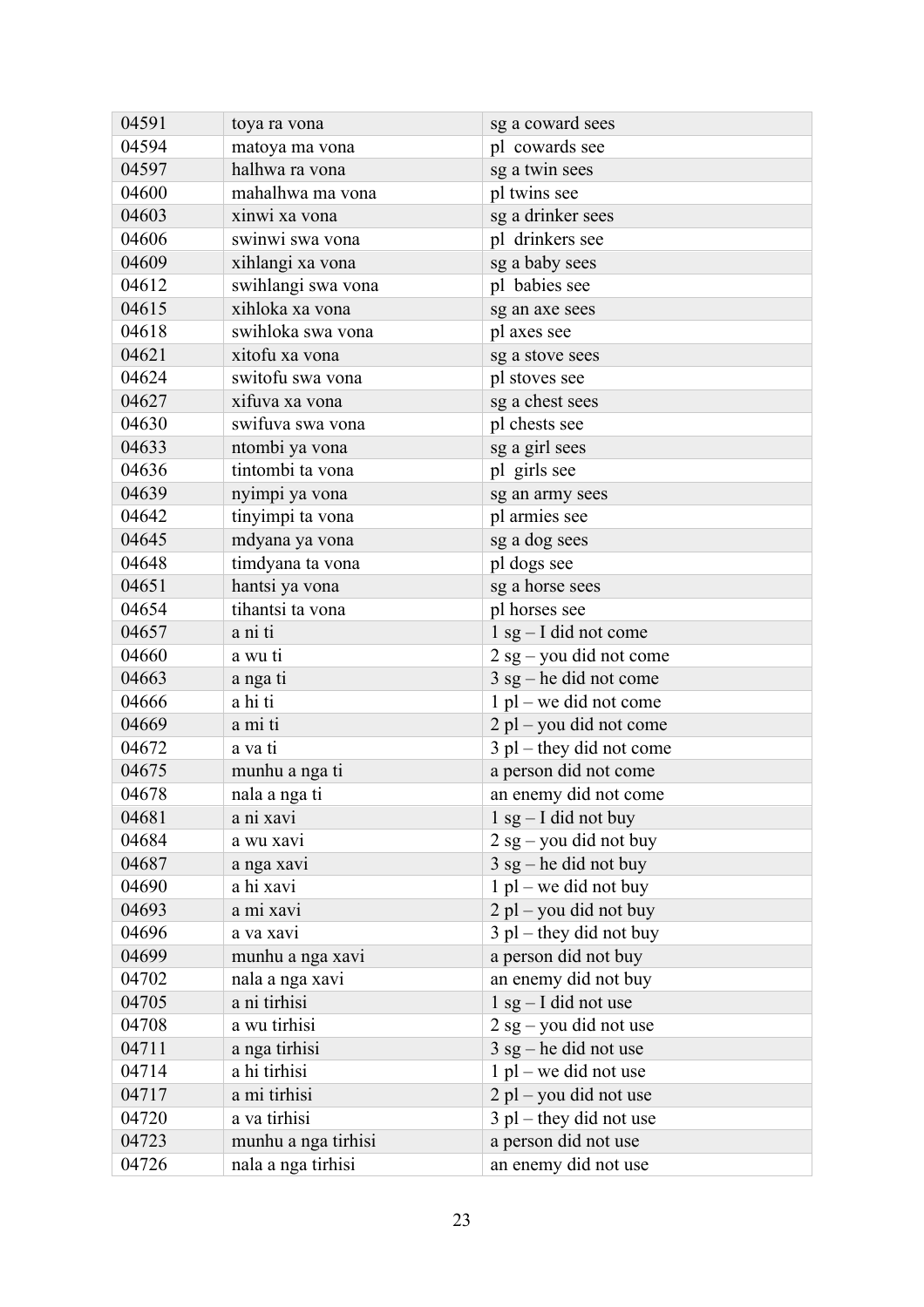| 04591 | toya ra vona | sg a coward sees |
|---|---|---|
| 04594 | matoya ma vona | pl cowards see |
| 04597 | halhwa ra vona | sg a twin sees |
| 04600 | mahalhwa ma vona | pl twins see |
| 04603 | xinwi xa vona | sg a drinker sees |
| 04606 | swinwi swa vona | pl drinkers see |
| 04609 | xihlangi xa vona | sg a baby sees |
| 04612 | swihlangi swa vona | pl babies see |
| 04615 | xihloka xa vona | sg an axe sees |
| 04618 | swihloka swa vona | pl axes see |
| 04621 | xitofu xa vona | sg a stove sees |
| 04624 | switofu swa vona | pl stoves see |
| 04627 | xifuva xa vona | sg a chest sees |
| 04630 | swifuva swa vona | pl chests see |
| 04633 | ntombi ya vona | sg a girl sees |
| 04636 | tintombi ta vona | pl girls see |
| 04639 | nyimpi ya vona | sg an army sees |
| 04642 | tinyimpi ta vona | pl armies see |
| 04645 | mdyana ya vona | sg a dog sees |
| 04648 | timdyana ta vona | pl dogs see |
| 04651 | hantsi ya vona | sg a horse sees |
| 04654 | tihantsi ta vona | pl horses see |
| 04657 | a ni ti | 1 sg – I did not come |
| 04660 | a wu ti | 2 sg – you did not come |
| 04663 | a nga ti | 3 sg – he did not come |
| 04666 | a hi ti | 1 pl – we did not come |
| 04669 | a mi ti | 2 pl – you did not come |
| 04672 | a va ti | 3 pl – they did not come |
| 04675 | munhu a nga ti | a person did not come |
| 04678 | nala a nga ti | an enemy did not come |
| 04681 | a ni xavi | 1 sg – I did not buy |
| 04684 | a wu xavi | 2 sg – you did not buy |
| 04687 | a nga xavi | 3 sg – he did not buy |
| 04690 | a hi xavi | 1 pl – we did not buy |
| 04693 | a mi xavi | 2 pl – you did not buy |
| 04696 | a va xavi | 3 pl – they did not buy |
| 04699 | munhu a nga xavi | a person did not buy |
| 04702 | nala a nga xavi | an enemy did not buy |
| 04705 | a ni tirhisi | 1 sg – I did not use |
| 04708 | a wu tirhisi | 2 sg – you did not use |
| 04711 | a nga tirhisi | 3 sg – he did not use |
| 04714 | a hi tirhisi | 1 pl – we did not use |
| 04717 | a mi tirhisi | 2 pl – you did not use |
| 04720 | a va tirhisi | 3 pl – they did not use |
| 04723 | munhu a nga tirhisi | a person did not use |
| 04726 | nala a nga tirhisi | an enemy did not use |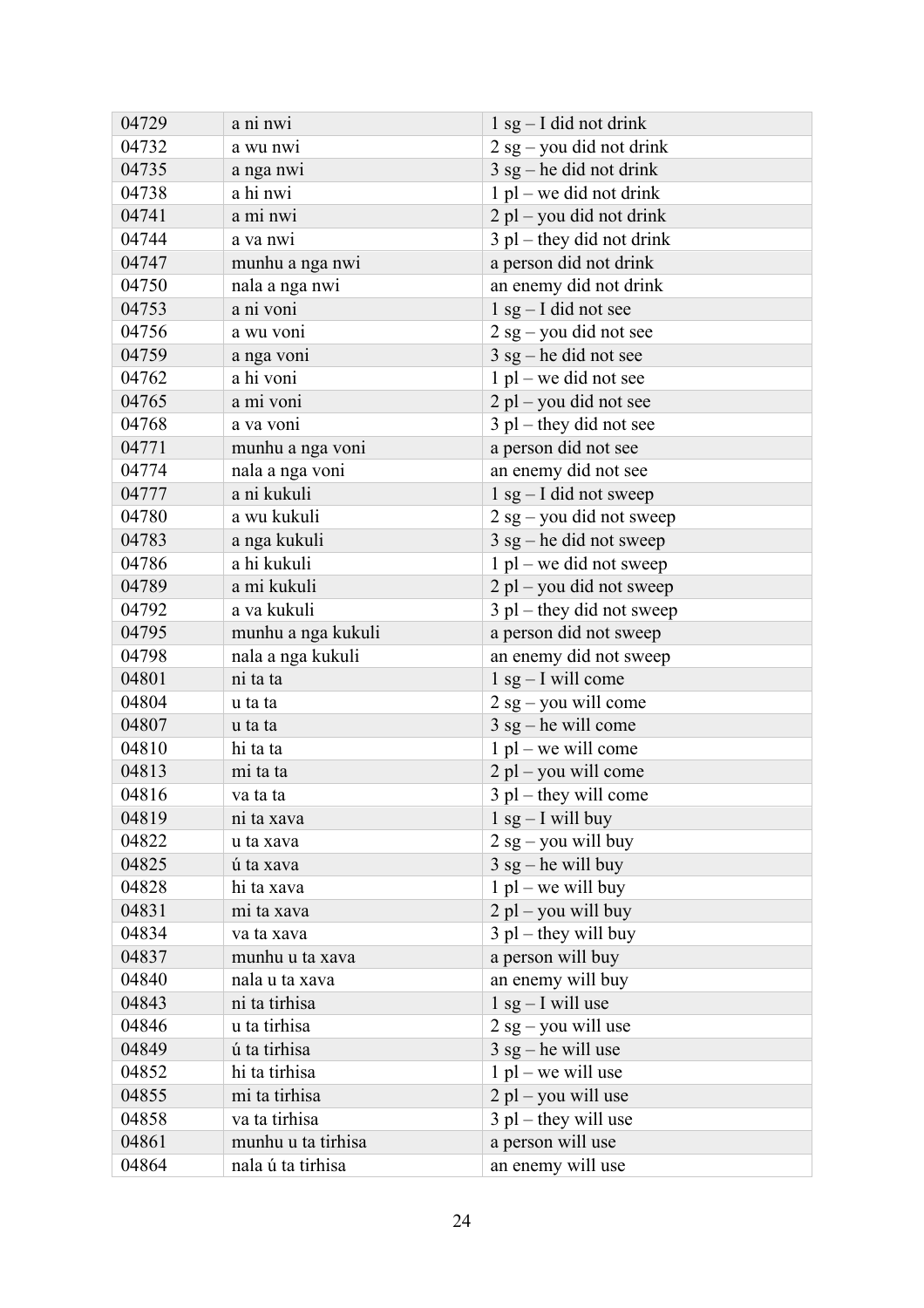| 04729 | a ni nwi | 1 sg – I did not drink |
|---|---|---|
| 04732 | a wu nwi | 2 sg – you did not drink |
| 04735 | a nga nwi | 3 sg – he did not drink |
| 04738 | a hi nwi | 1 pl – we did not drink |
| 04741 | a mi nwi | 2 pl – you did not drink |
| 04744 | a va nwi | 3 pl – they did not drink |
| 04747 | munhu a nga nwi | a person did not drink |
| 04750 | nala a nga nwi | an enemy did not drink |
| 04753 | a ni voni | 1 sg – I did not see |
| 04756 | a wu voni | 2 sg – you did not see |
| 04759 | a nga voni | 3 sg – he did not see |
| 04762 | a hi voni | 1 pl – we did not see |
| 04765 | a mi voni | 2 pl – you did not see |
| 04768 | a va voni | 3 pl – they did not see |
| 04771 | munhu a nga voni | a person did not see |
| 04774 | nala a nga voni | an enemy did not see |
| 04777 | a ni kukuli | 1 sg – I did not sweep |
| 04780 | a wu kukuli | 2 sg – you did not sweep |
| 04783 | a nga kukuli | 3 sg – he did not sweep |
| 04786 | a hi kukuli | 1 pl – we did not sweep |
| 04789 | a mi kukuli | 2 pl – you did not sweep |
| 04792 | a va kukuli | 3 pl – they did not sweep |
| 04795 | munhu a nga kukuli | a person did not sweep |
| 04798 | nala a nga kukuli | an enemy did not sweep |
| 04801 | ni ta ta | 1 sg – I will come |
| 04804 | u ta ta | 2 sg – you will come |
| 04807 | u ta ta | 3 sg – he will come |
| 04810 | hi ta ta | 1 pl – we will come |
| 04813 | mi ta ta | 2 pl – you will come |
| 04816 | va ta ta | 3 pl – they will come |
| 04819 | ni ta xava | 1 sg – I will buy |
| 04822 | u ta xava | 2 sg – you will buy |
| 04825 | ú ta xava | 3 sg – he will buy |
| 04828 | hi ta xava | 1 pl – we will buy |
| 04831 | mi ta xava | 2 pl – you will buy |
| 04834 | va ta xava | 3 pl – they will buy |
| 04837 | munhu u ta xava | a person will buy |
| 04840 | nala u ta xava | an enemy will buy |
| 04843 | ni ta tirhisa | 1 sg – I will use |
| 04846 | u ta tirhisa | 2 sg – you will use |
| 04849 | ú ta tirhisa | 3 sg – he will use |
| 04852 | hi ta tirhisa | 1 pl – we will use |
| 04855 | mi ta tirhisa | 2 pl – you will use |
| 04858 | va ta tirhisa | 3 pl – they will use |
| 04861 | munhu u ta tirhisa | a person will use |
| 04864 | nala ú ta tirhisa | an enemy will use |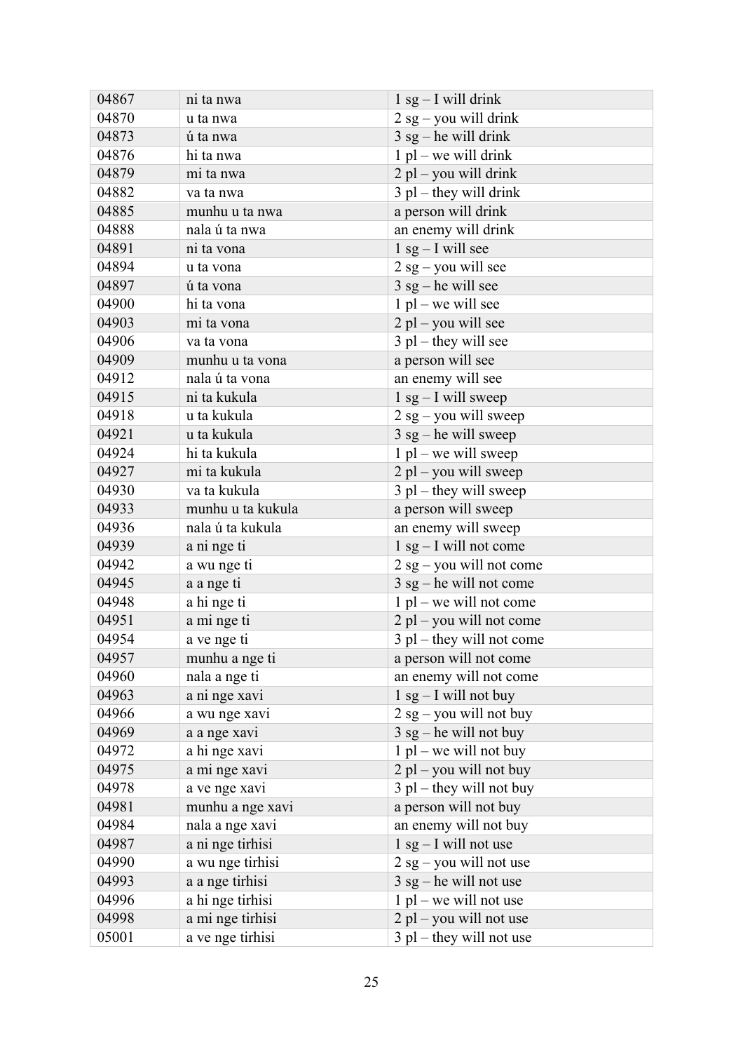| 04867 | ni ta nwa | 1 sg – I will drink |
|---|---|---|
| 04870 | u ta nwa | 2 sg – you will drink |
| 04873 | ú ta nwa | 3 sg – he will drink |
| 04876 | hi ta nwa | 1 pl – we will drink |
| 04879 | mi ta nwa | 2 pl – you will drink |
| 04882 | va ta nwa | 3 pl – they will drink |
| 04885 | munhu u ta nwa | a person will drink |
| 04888 | nala ú ta nwa | an enemy will drink |
| 04891 | ni ta vona | 1 sg – I will see |
| 04894 | u ta vona | 2 sg – you will see |
| 04897 | ú ta vona | 3 sg – he will see |
| 04900 | hi ta vona | 1 pl – we will see |
| 04903 | mi ta vona | 2 pl – you will see |
| 04906 | va ta vona | 3 pl – they will see |
| 04909 | munhu u ta vona | a person will see |
| 04912 | nala ú ta vona | an enemy will see |
| 04915 | ni ta kukula | 1 sg – I will sweep |
| 04918 | u ta kukula | 2 sg – you will sweep |
| 04921 | u ta kukula | 3 sg – he will sweep |
| 04924 | hi ta kukula | 1 pl – we will sweep |
| 04927 | mi ta kukula | 2 pl – you will sweep |
| 04930 | va ta kukula | 3 pl – they will sweep |
| 04933 | munhu u ta kukula | a person will sweep |
| 04936 | nala ú ta kukula | an enemy will sweep |
| 04939 | a ni nge ti | 1 sg – I will not come |
| 04942 | a wu nge ti | 2 sg – you will not come |
| 04945 | a a nge ti | 3 sg – he will not come |
| 04948 | a hi nge ti | 1 pl – we will not come |
| 04951 | a mi nge ti | 2 pl – you will not come |
| 04954 | a ve nge ti | 3 pl – they will not come |
| 04957 | munhu a nge ti | a person will not come |
| 04960 | nala a nge ti | an enemy will not come |
| 04963 | a ni nge xavi | 1 sg – I will not buy |
| 04966 | a wu nge xavi | 2 sg – you will not buy |
| 04969 | a a nge xavi | 3 sg – he will not buy |
| 04972 | a hi nge xavi | 1 pl – we will not buy |
| 04975 | a mi nge xavi | 2 pl – you will not buy |
| 04978 | a ve nge xavi | 3 pl – they will not buy |
| 04981 | munhu a nge xavi | a person will not buy |
| 04984 | nala a nge xavi | an enemy will not buy |
| 04987 | a ni nge tirhisi | 1 sg – I will not use |
| 04990 | a wu nge tirhisi | 2 sg – you will not use |
| 04993 | a a nge tirhisi | 3 sg – he will not use |
| 04996 | a hi nge tirhisi | 1 pl – we will not use |
| 04998 | a mi nge tirhisi | 2 pl – you will not use |
| 05001 | a ve nge tirhisi | 3 pl – they will not use |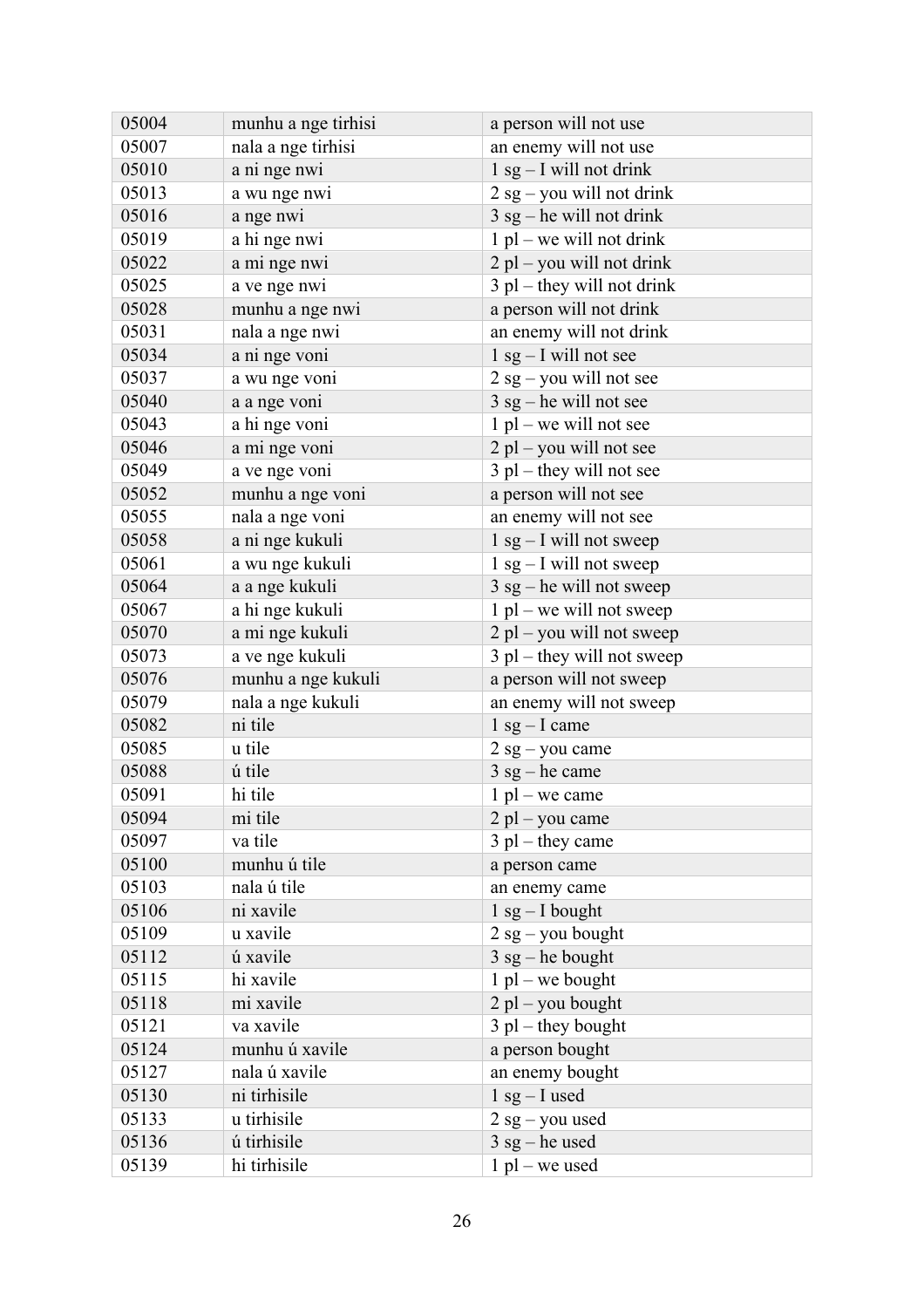| 05004 | munhu a nge tirhisi | a person will not use |
|---|---|---|
| 05007 | nala a nge tirhisi | an enemy will not use |
| 05010 | a ni nge nwi | 1 sg – I will not drink |
| 05013 | a wu nge nwi | 2 sg – you will not drink |
| 05016 | a nge nwi | 3 sg – he will not drink |
| 05019 | a hi nge nwi | 1 pl – we will not drink |
| 05022 | a mi nge nwi | 2 pl – you will not drink |
| 05025 | a ve nge nwi | 3 pl – they will not drink |
| 05028 | munhu a nge nwi | a person will not drink |
| 05031 | nala a nge nwi | an enemy will not drink |
| 05034 | a ni nge voni | 1 sg – I will not see |
| 05037 | a wu nge voni | 2 sg – you will not see |
| 05040 | a a nge voni | 3 sg – he will not see |
| 05043 | a hi nge voni | 1 pl – we will not see |
| 05046 | a mi nge voni | 2 pl – you will not see |
| 05049 | a ve nge voni | 3 pl – they will not see |
| 05052 | munhu a nge voni | a person will not see |
| 05055 | nala a nge voni | an enemy will not see |
| 05058 | a ni nge kukuli | 1 sg – I will not sweep |
| 05061 | a wu nge kukuli | 1 sg – I will not sweep |
| 05064 | a a nge kukuli | 3 sg – he will not sweep |
| 05067 | a hi nge kukuli | 1 pl – we will not sweep |
| 05070 | a mi nge kukuli | 2 pl – you will not sweep |
| 05073 | a ve nge kukuli | 3 pl – they will not sweep |
| 05076 | munhu a nge kukuli | a person will not sweep |
| 05079 | nala a nge kukuli | an enemy will not sweep |
| 05082 | ni tile | 1 sg – I came |
| 05085 | u tile | 2 sg – you came |
| 05088 | ú tile | 3 sg – he came |
| 05091 | hi tile | 1 pl – we came |
| 05094 | mi tile | 2 pl – you came |
| 05097 | va tile | 3 pl – they came |
| 05100 | munhu ú tile | a person came |
| 05103 | nala ú tile | an enemy came |
| 05106 | ni xavile | 1 sg – I bought |
| 05109 | u xavile | 2 sg – you bought |
| 05112 | ú xavile | 3 sg – he bought |
| 05115 | hi xavile | 1 pl – we bought |
| 05118 | mi xavile | 2 pl – you bought |
| 05121 | va xavile | 3 pl – they bought |
| 05124 | munhu ú xavile | a person bought |
| 05127 | nala ú xavile | an enemy bought |
| 05130 | ni tirhisile | 1 sg – I used |
| 05133 | u tirhisile | 2 sg – you used |
| 05136 | ú tirhisile | 3 sg – he used |
| 05139 | hi tirhisile | 1 pl – we used |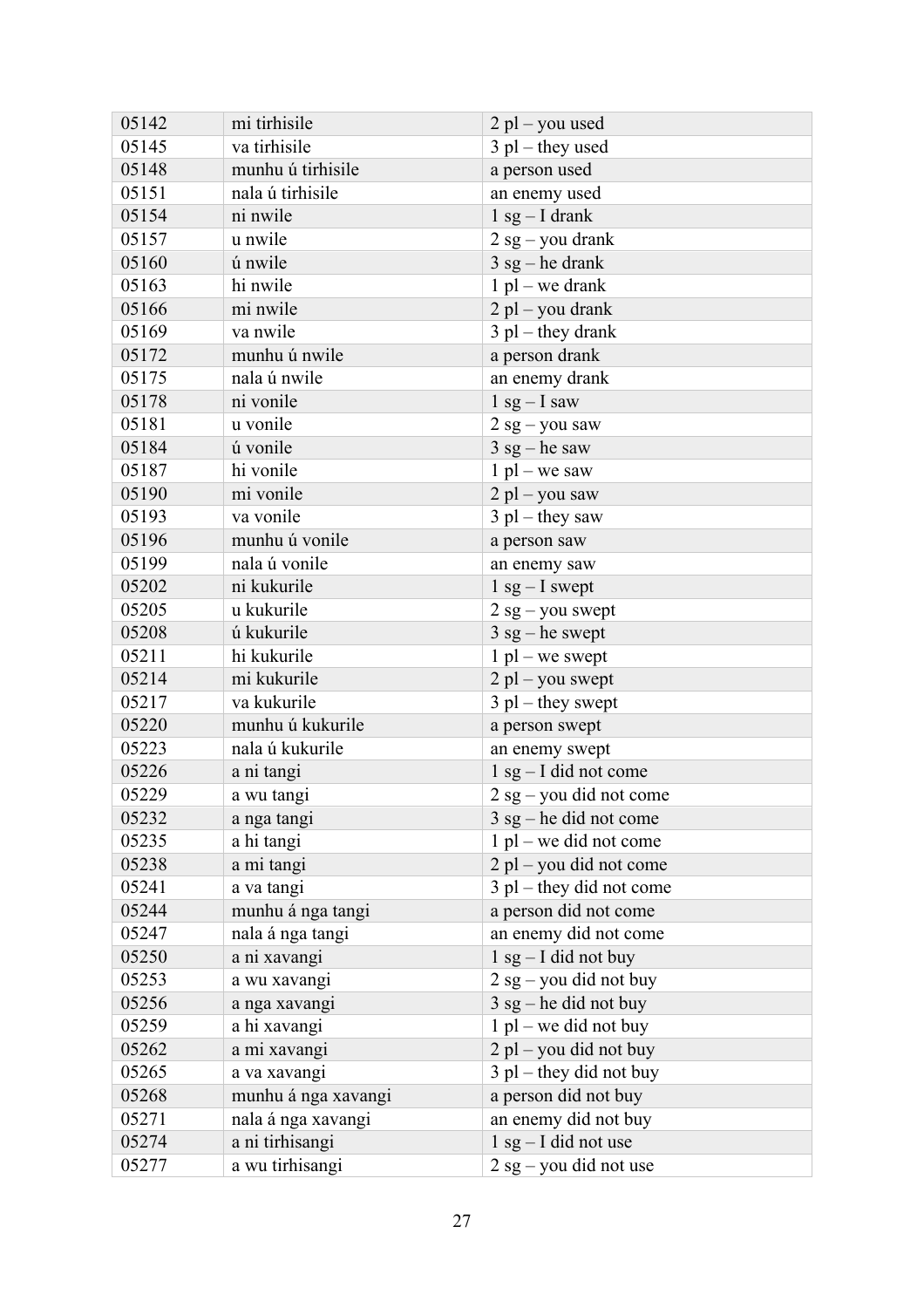| 05142 | mi tirhisile | 2 pl – you used |
|---|---|---|
| 05145 | va tirhisile | 3 pl – they used |
| 05148 | munhu ú tirhisile | a person used |
| 05151 | nala ú tirhisile | an enemy used |
| 05154 | ni nwile | 1 sg – I drank |
| 05157 | u nwile | 2 sg – you drank |
| 05160 | ú nwile | 3 sg – he drank |
| 05163 | hi nwile | 1 pl – we drank |
| 05166 | mi nwile | 2 pl – you drank |
| 05169 | va nwile | 3 pl – they drank |
| 05172 | munhu ú nwile | a person drank |
| 05175 | nala ú nwile | an enemy drank |
| 05178 | ni vonile | 1 sg – I saw |
| 05181 | u vonile | 2 sg – you saw |
| 05184 | ú vonile | 3 sg – he saw |
| 05187 | hi vonile | 1 pl – we saw |
| 05190 | mi vonile | 2 pl – you saw |
| 05193 | va vonile | 3 pl – they saw |
| 05196 | munhu ú vonile | a person saw |
| 05199 | nala ú vonile | an enemy saw |
| 05202 | ni kukurile | 1 sg – I swept |
| 05205 | u kukurile | 2 sg – you swept |
| 05208 | ú kukurile | 3 sg – he swept |
| 05211 | hi kukurile | 1 pl – we swept |
| 05214 | mi kukurile | 2 pl – you swept |
| 05217 | va kukurile | 3 pl – they swept |
| 05220 | munhu ú kukurile | a person swept |
| 05223 | nala ú kukurile | an enemy swept |
| 05226 | a ni tangi | 1 sg – I did not come |
| 05229 | a wu tangi | 2 sg – you did not come |
| 05232 | a nga tangi | 3 sg – he did not come |
| 05235 | a hi tangi | 1 pl – we did not come |
| 05238 | a mi tangi | 2 pl – you did not come |
| 05241 | a va tangi | 3 pl – they did not come |
| 05244 | munhu á nga tangi | a person did not come |
| 05247 | nala á nga tangi | an enemy did not come |
| 05250 | a ni xavangi | 1 sg – I did not buy |
| 05253 | a wu xavangi | 2 sg – you did not buy |
| 05256 | a nga xavangi | 3 sg – he did not buy |
| 05259 | a hi xavangi | 1 pl – we did not buy |
| 05262 | a mi xavangi | 2 pl – you did not buy |
| 05265 | a va xavangi | 3 pl – they did not buy |
| 05268 | munhu á nga xavangi | a person did not buy |
| 05271 | nala á nga xavangi | an enemy did not buy |
| 05274 | a ni tirhisangi | 1 sg – I did not use |
| 05277 | a wu tirhisangi | 2 sg – you did not use |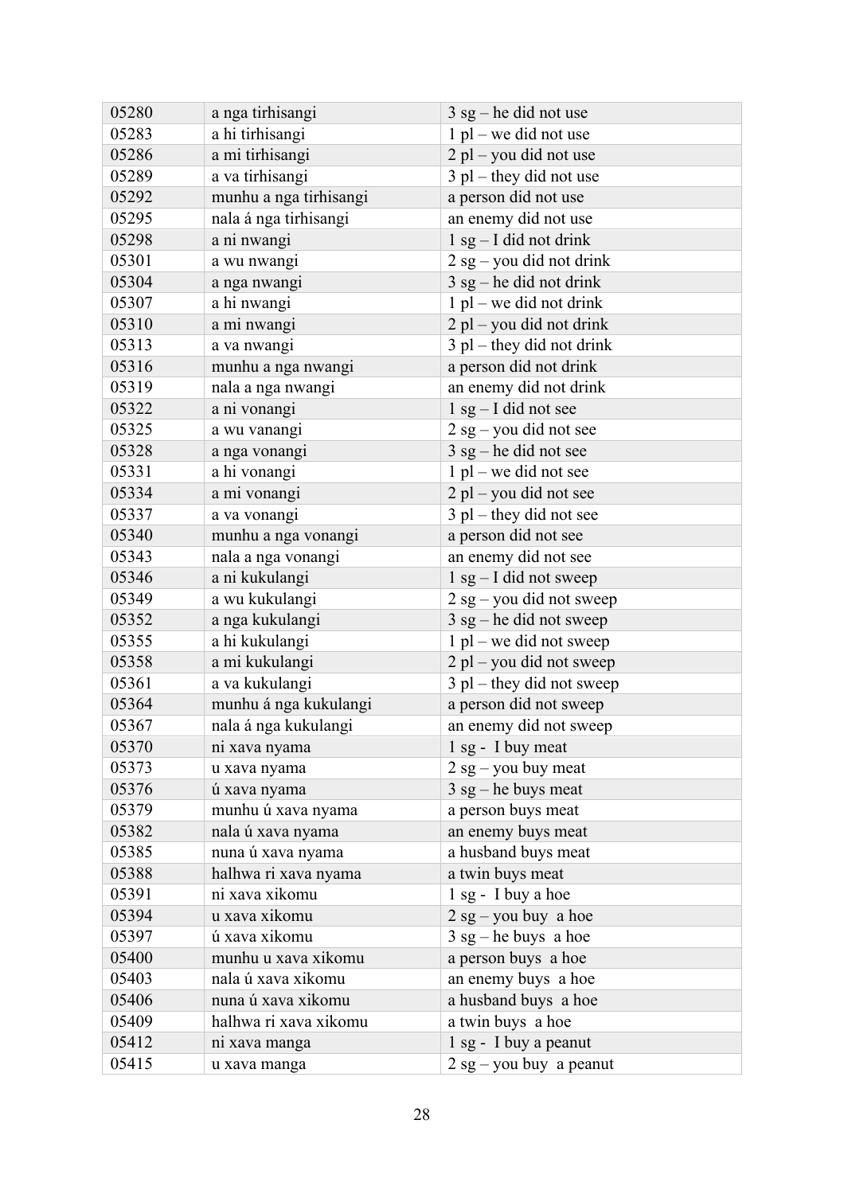| 05280 | a nga tirhisangi | 3 sg – he did not use |
|---|---|---|
| 05283 | a hi tirhisangi | 1 pl – we did not use |
| 05286 | a mi tirhisangi | 2 pl – you did not use |
| 05289 | a va tirhisangi | 3 pl – they did not use |
| 05292 | munhu a nga tirhisangi | a person did not use |
| 05295 | nala á nga tirhisangi | an enemy did not use |
| 05298 | a ni nwangi | 1 sg – I did not drink |
| 05301 | a wu nwangi | 2 sg – you did not drink |
| 05304 | a nga nwangi | 3 sg – he did not drink |
| 05307 | a hi nwangi | 1 pl – we did not drink |
| 05310 | a mi nwangi | 2 pl – you did not drink |
| 05313 | a va nwangi | 3 pl – they did not drink |
| 05316 | munhu a nga nwangi | a person did not drink |
| 05319 | nala a nga nwangi | an enemy did not drink |
| 05322 | a ni vonangi | 1 sg – I did not see |
| 05325 | a wu vanangi | 2 sg – you did not see |
| 05328 | a nga vonangi | 3 sg – he did not see |
| 05331 | a hi vonangi | 1 pl – we did not see |
| 05334 | a mi vonangi | 2 pl – you did not see |
| 05337 | a va vonangi | 3 pl – they did not see |
| 05340 | munhu a nga vonangi | a person did not see |
| 05343 | nala a nga vonangi | an enemy did not see |
| 05346 | a ni kukulangi | 1 sg – I did not sweep |
| 05349 | a wu kukulangi | 2 sg – you did not sweep |
| 05352 | a nga kukulangi | 3 sg – he did not sweep |
| 05355 | a hi kukulangi | 1 pl – we did not sweep |
| 05358 | a mi kukulangi | 2 pl – you did not sweep |
| 05361 | a va kukulangi | 3 pl – they did not sweep |
| 05364 | munhu á nga kukulangi | a person did not sweep |
| 05367 | nala á nga kukulangi | an enemy did not sweep |
| 05370 | ni xava nyama | 1 sg - I buy meat |
| 05373 | u xava nyama | 2 sg – you buy meat |
| 05376 | ú xava nyama | 3 sg – he buys meat |
| 05379 | munhu ú xava nyama | a person buys meat |
| 05382 | nala ú xava nyama | an enemy buys meat |
| 05385 | nuna ú xava nyama | a husband buys meat |
| 05388 | halhwa ri xava nyama | a twin buys meat |
| 05391 | ni xava xikomu | 1 sg - I buy a hoe |
| 05394 | u xava xikomu | 2 sg – you buy a hoe |
| 05397 | ú xava xikomu | 3 sg – he buys a hoe |
| 05400 | munhu u xava xikomu | a person buys a hoe |
| 05403 | nala ú xava xikomu | an enemy buys a hoe |
| 05406 | nuna ú xava xikomu | a husband buys a hoe |
| 05409 | halhwa ri xava xikomu | a twin buys a hoe |
| 05412 | ni xava manga | 1 sg - I buy a peanut |
| 05415 | u xava manga | 2 sg – you buy a peanut |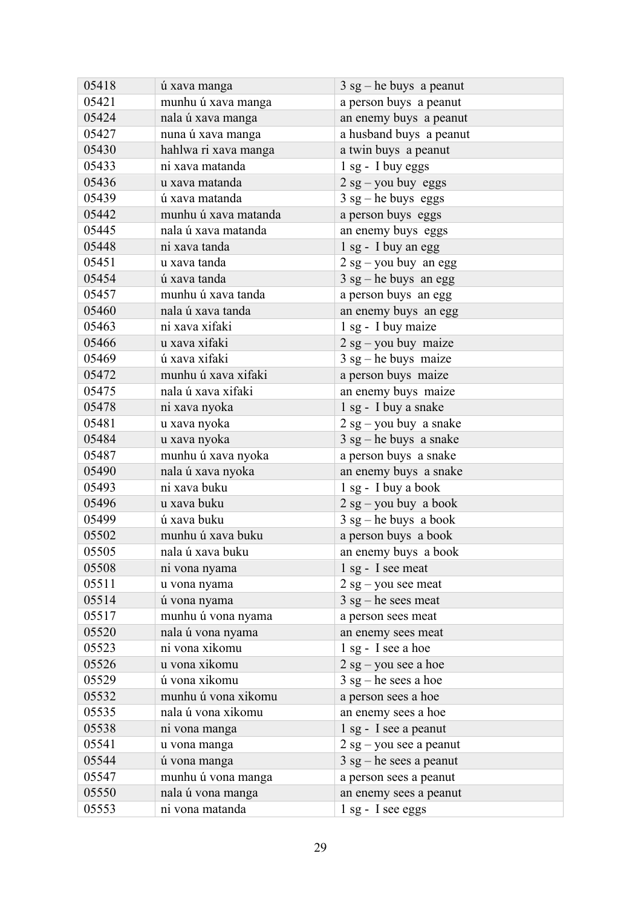| 05418 | ú xava manga | 3 sg – he buys a peanut |
|---|---|---|
| 05421 | munhu ú xava manga | a person buys a peanut |
| 05424 | nala ú xava manga | an enemy buys a peanut |
| 05427 | nuna ú xava manga | a husband buys a peanut |
| 05430 | hahlwa ri xava manga | a twin buys a peanut |
| 05433 | ni xava matanda | 1 sg - I buy eggs |
| 05436 | u xava matanda | 2 sg – you buy eggs |
| 05439 | ú xava matanda | 3 sg – he buys eggs |
| 05442 | munhu ú xava matanda | a person buys eggs |
| 05445 | nala ú xava matanda | an enemy buys eggs |
| 05448 | ni xava tanda | 1 sg - I buy an egg |
| 05451 | u xava tanda | 2 sg – you buy an egg |
| 05454 | ú xava tanda | 3 sg – he buys an egg |
| 05457 | munhu ú xava tanda | a person buys an egg |
| 05460 | nala ú xava tanda | an enemy buys an egg |
| 05463 | ni xava xifaki | 1 sg - I buy maize |
| 05466 | u xava xifaki | 2 sg – you buy maize |
| 05469 | ú xava xifaki | 3 sg – he buys maize |
| 05472 | munhu ú xava xifaki | a person buys maize |
| 05475 | nala ú xava xifaki | an enemy buys maize |
| 05478 | ni xava nyoka | 1 sg - I buy a snake |
| 05481 | u xava nyoka | 2 sg – you buy a snake |
| 05484 | u xava nyoka | 3 sg – he buys a snake |
| 05487 | munhu ú xava nyoka | a person buys a snake |
| 05490 | nala ú xava nyoka | an enemy buys a snake |
| 05493 | ni xava buku | 1 sg - I buy a book |
| 05496 | u xava buku | 2 sg – you buy a book |
| 05499 | ú xava buku | 3 sg – he buys a book |
| 05502 | munhu ú xava buku | a person buys a book |
| 05505 | nala ú xava buku | an enemy buys a book |
| 05508 | ni vona nyama | 1 sg - I see meat |
| 05511 | u vona nyama | 2 sg – you see meat |
| 05514 | ú vona nyama | 3 sg – he sees meat |
| 05517 | munhu ú vona nyama | a person sees meat |
| 05520 | nala ú vona nyama | an enemy sees meat |
| 05523 | ni vona xikomu | 1 sg - I see a hoe |
| 05526 | u vona xikomu | 2 sg – you see a hoe |
| 05529 | ú vona xikomu | 3 sg – he sees a hoe |
| 05532 | munhu ú vona xikomu | a person sees a hoe |
| 05535 | nala ú vona xikomu | an enemy sees a hoe |
| 05538 | ni vona manga | 1 sg - I see a peanut |
| 05541 | u vona manga | 2 sg – you see a peanut |
| 05544 | ú vona manga | 3 sg – he sees a peanut |
| 05547 | munhu ú vona manga | a person sees a peanut |
| 05550 | nala ú vona manga | an enemy sees a peanut |
| 05553 | ni vona matanda | 1 sg - I see eggs |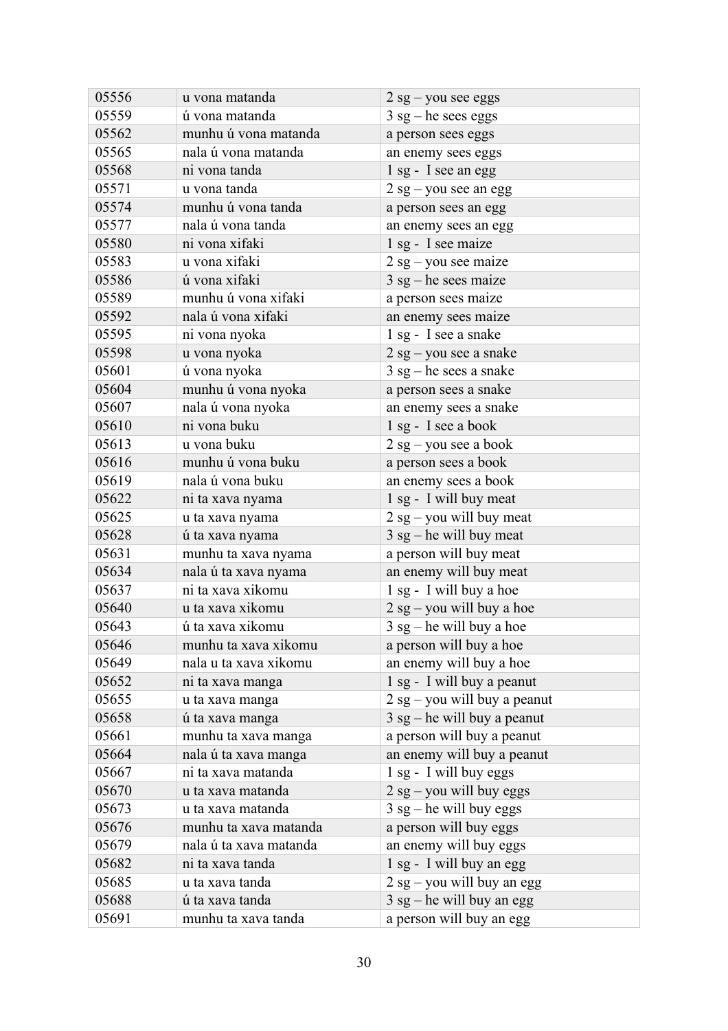| 05556 | u vona matanda | 2 sg – you see eggs |
|---|---|---|
| 05559 | ú vona matanda | 3 sg – he sees eggs |
| 05562 | munhu ú vona matanda | a person sees eggs |
| 05565 | nala ú vona matanda | an enemy sees eggs |
| 05568 | ni vona tanda | 1 sg - I see an egg |
| 05571 | u vona tanda | 2 sg – you see an egg |
| 05574 | munhu ú vona tanda | a person sees an egg |
| 05577 | nala ú vona tanda | an enemy sees an egg |
| 05580 | ni vona xifaki | 1 sg - I see maize |
| 05583 | u vona xifaki | 2 sg – you see maize |
| 05586 | ú vona xifaki | 3 sg – he sees maize |
| 05589 | munhu ú vona xifaki | a person sees maize |
| 05592 | nala ú vona xifaki | an enemy sees maize |
| 05595 | ni vona nyoka | 1 sg - I see a snake |
| 05598 | u vona nyoka | 2 sg – you see a snake |
| 05601 | ú vona nyoka | 3 sg – he sees a snake |
| 05604 | munhu ú vona nyoka | a person sees a snake |
| 05607 | nala ú vona nyoka | an enemy sees a snake |
| 05610 | ni vona buku | 1 sg - I see a book |
| 05613 | u vona buku | 2 sg – you see a book |
| 05616 | munhu ú vona buku | a person sees a book |
| 05619 | nala ú vona buku | an enemy sees a book |
| 05622 | ni ta xava nyama | 1 sg - I will buy meat |
| 05625 | u ta xava nyama | 2 sg – you will buy meat |
| 05628 | ú ta xava nyama | 3 sg – he will buy meat |
| 05631 | munhu ta xava nyama | a person will buy meat |
| 05634 | nala ú ta xava nyama | an enemy will buy meat |
| 05637 | ni ta xava xikomu | 1 sg - I will buy a hoe |
| 05640 | u ta xava xikomu | 2 sg – you will buy a hoe |
| 05643 | ú ta xava xikomu | 3 sg – he will buy a hoe |
| 05646 | munhu ta xava xikomu | a person will buy a hoe |
| 05649 | nala u ta xava xikomu | an enemy will buy a hoe |
| 05652 | ni ta xava manga | 1 sg - I will buy a peanut |
| 05655 | u ta xava manga | 2 sg – you will buy a peanut |
| 05658 | ú ta xava manga | 3 sg – he will buy a peanut |
| 05661 | munhu ta xava manga | a person will buy a peanut |
| 05664 | nala ú ta xava manga | an enemy will buy a peanut |
| 05667 | ni ta xava matanda | 1 sg - I will buy eggs |
| 05670 | u ta xava matanda | 2 sg – you will buy eggs |
| 05673 | u ta xava matanda | 3 sg – he will buy eggs |
| 05676 | munhu ta xava matanda | a person will buy eggs |
| 05679 | nala ú ta xava matanda | an enemy will buy eggs |
| 05682 | ni ta xava tanda | 1 sg - I will buy an egg |
| 05685 | u ta xava tanda | 2 sg – you will buy an egg |
| 05688 | ú ta xava tanda | 3 sg – he will buy an egg |
| 05691 | munhu ta xava tanda | a person will buy an egg |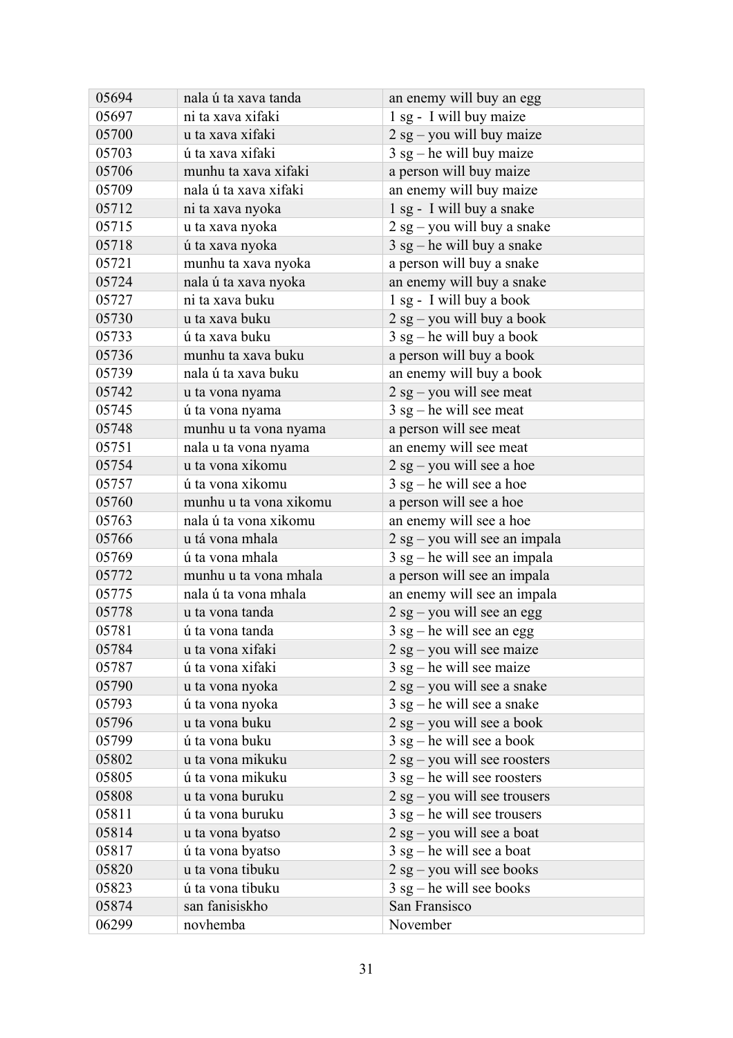| 05694 | nala ú ta xava tanda | an enemy will buy an egg |
|---|---|---|
| 05697 | ni ta xava xifaki | 1 sg - I will buy maize |
| 05700 | u ta xava xifaki | 2 sg – you will buy maize |
| 05703 | ú ta xava xifaki | 3 sg – he will buy maize |
| 05706 | munhu ta xava xifaki | a person will buy maize |
| 05709 | nala ú ta xava xifaki | an enemy will buy maize |
| 05712 | ni ta xava nyoka | 1 sg - I will buy a snake |
| 05715 | u ta xava nyoka | 2 sg – you will buy a snake |
| 05718 | ú ta xava nyoka | 3 sg – he will buy a snake |
| 05721 | munhu ta xava nyoka | a person will buy a snake |
| 05724 | nala ú ta xava nyoka | an enemy will buy a snake |
| 05727 | ni ta xava buku | 1 sg - I will buy a book |
| 05730 | u ta xava buku | 2 sg – you will buy a book |
| 05733 | ú ta xava buku | 3 sg – he will buy a book |
| 05736 | munhu ta xava buku | a person will buy a book |
| 05739 | nala ú ta xava buku | an enemy will buy a book |
| 05742 | u ta vona nyama | 2 sg – you will see meat |
| 05745 | ú ta vona nyama | 3 sg – he will see meat |
| 05748 | munhu u ta vona nyama | a person will see meat |
| 05751 | nala u ta vona nyama | an enemy will see meat |
| 05754 | u ta vona xikomu | 2 sg – you will see a hoe |
| 05757 | ú ta vona xikomu | 3 sg – he will see a hoe |
| 05760 | munhu u ta vona xikomu | a person will see a hoe |
| 05763 | nala ú ta vona xikomu | an enemy will see a hoe |
| 05766 | u tá vona mhala | 2 sg – you will see an impala |
| 05769 | ú ta vona mhala | 3 sg – he will see an impala |
| 05772 | munhu u ta vona mhala | a person will see an impala |
| 05775 | nala ú ta vona mhala | an enemy will see an impala |
| 05778 | u ta vona tanda | 2 sg – you will see an egg |
| 05781 | ú ta vona tanda | 3 sg – he will see an egg |
| 05784 | u ta vona xifaki | 2 sg – you will see maize |
| 05787 | ú ta vona xifaki | 3 sg – he will see maize |
| 05790 | u ta vona nyoka | 2 sg – you will see a snake |
| 05793 | ú ta vona nyoka | 3 sg – he will see a snake |
| 05796 | u ta vona buku | 2 sg – you will see a book |
| 05799 | ú ta vona buku | 3 sg – he will see a book |
| 05802 | u ta vona mikuku | 2 sg – you will see roosters |
| 05805 | ú ta vona mikuku | 3 sg – he will see roosters |
| 05808 | u ta vona buruku | 2 sg – you will see trousers |
| 05811 | ú ta vona buruku | 3 sg – he will see trousers |
| 05814 | u ta vona byatso | 2 sg – you will see a boat |
| 05817 | ú ta vona byatso | 3 sg – he will see a boat |
| 05820 | u ta vona tibuku | 2 sg – you will see books |
| 05823 | ú ta vona tibuku | 3 sg – he will see books |
| 05874 | san fanisiskho | San Fransisco |
| 06299 | novhemba | November |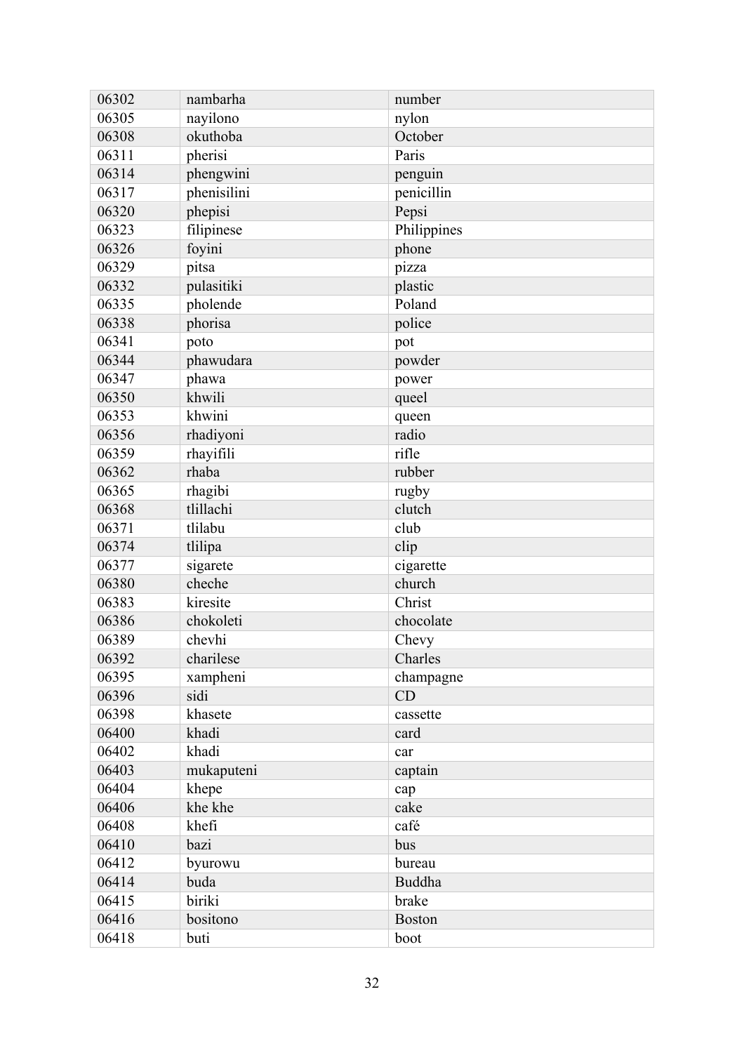| 06302 | nambarha | number |
|---|---|---|
| 06305 | nayilono | nylon |
| 06308 | okuthoba | October |
| 06311 | pherisi | Paris |
| 06314 | phengwini | penguin |
| 06317 | phenisilini | penicillin |
| 06320 | phepisi | Pepsi |
| 06323 | filipinese | Philippines |
| 06326 | foyini | phone |
| 06329 | pitsa | pizza |
| 06332 | pulasitiki | plastic |
| 06335 | pholende | Poland |
| 06338 | phorisa | police |
| 06341 | poto | pot |
| 06344 | phawudara | powder |
| 06347 | phawa | power |
| 06350 | khwili | queel |
| 06353 | khwini | queen |
| 06356 | rhadiyoni | radio |
| 06359 | rhayifili | rifle |
| 06362 | rhaba | rubber |
| 06365 | rhagibi | rugby |
| 06368 | tlillachi | clutch |
| 06371 | tlilabu | club |
| 06374 | tlilipa | clip |
| 06377 | sigarete | cigarette |
| 06380 | cheche | church |
| 06383 | kiresite | Christ |
| 06386 | chokoleti | chocolate |
| 06389 | chevhi | Chevy |
| 06392 | charilese | Charles |
| 06395 | xampheni | champagne |
| 06396 | sidi | CD |
| 06398 | khasete | cassette |
| 06400 | khadi | card |
| 06402 | khadi | car |
| 06403 | mukaputeni | captain |
| 06404 | khepe | cap |
| 06406 | khe khe | cake |
| 06408 | khefi | café |
| 06410 | bazi | bus |
| 06412 | byurowu | bureau |
| 06414 | buda | Buddha |
| 06415 | biriki | brake |
| 06416 | bositono | Boston |
| 06418 | buti | boot |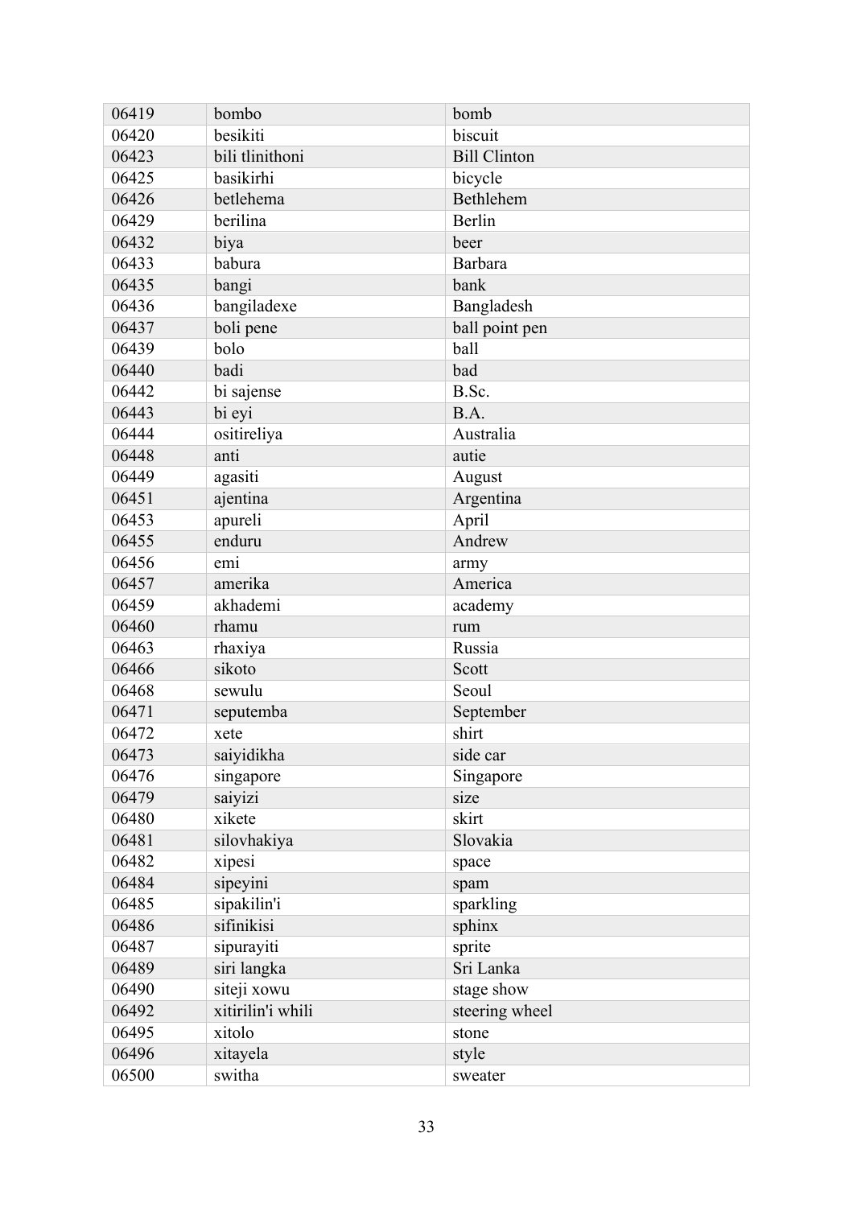| 06419 | bombo | bomb |
|---|---|---|
| 06420 | besikiti | biscuit |
| 06423 | bili tlinithoni | Bill Clinton |
| 06425 | basikirhi | bicycle |
| 06426 | betlehema | Bethlehem |
| 06429 | berilina | Berlin |
| 06432 | biya | beer |
| 06433 | babura | Barbara |
| 06435 | bangi | bank |
| 06436 | bangiladexe | Bangladesh |
| 06437 | boli pene | ball point pen |
| 06439 | bolo | ball |
| 06440 | badi | bad |
| 06442 | bi sajense | B.Sc. |
| 06443 | bi eyi | B.A. |
| 06444 | ositireliya | Australia |
| 06448 | anti | autie |
| 06449 | agasiti | August |
| 06451 | ajentina | Argentina |
| 06453 | apureli | April |
| 06455 | enduru | Andrew |
| 06456 | emi | army |
| 06457 | amerika | America |
| 06459 | akhademi | academy |
| 06460 | rhamu | rum |
| 06463 | rhaxiya | Russia |
| 06466 | sikoto | Scott |
| 06468 | sewulu | Seoul |
| 06471 | seputemba | September |
| 06472 | xete | shirt |
| 06473 | saiyidikha | side car |
| 06476 | singapore | Singapore |
| 06479 | saiyizi | size |
| 06480 | xikete | skirt |
| 06481 | silovhakiya | Slovakia |
| 06482 | xipesi | space |
| 06484 | sipeyini | spam |
| 06485 | sipakilin'i | sparkling |
| 06486 | sifinikisi | sphinx |
| 06487 | sipurayiti | sprite |
| 06489 | siri langka | Sri Lanka |
| 06490 | siteji xowu | stage show |
| 06492 | xitirilin'i whili | steering wheel |
| 06495 | xitolo | stone |
| 06496 | xitayela | style |
| 06500 | switha | sweater |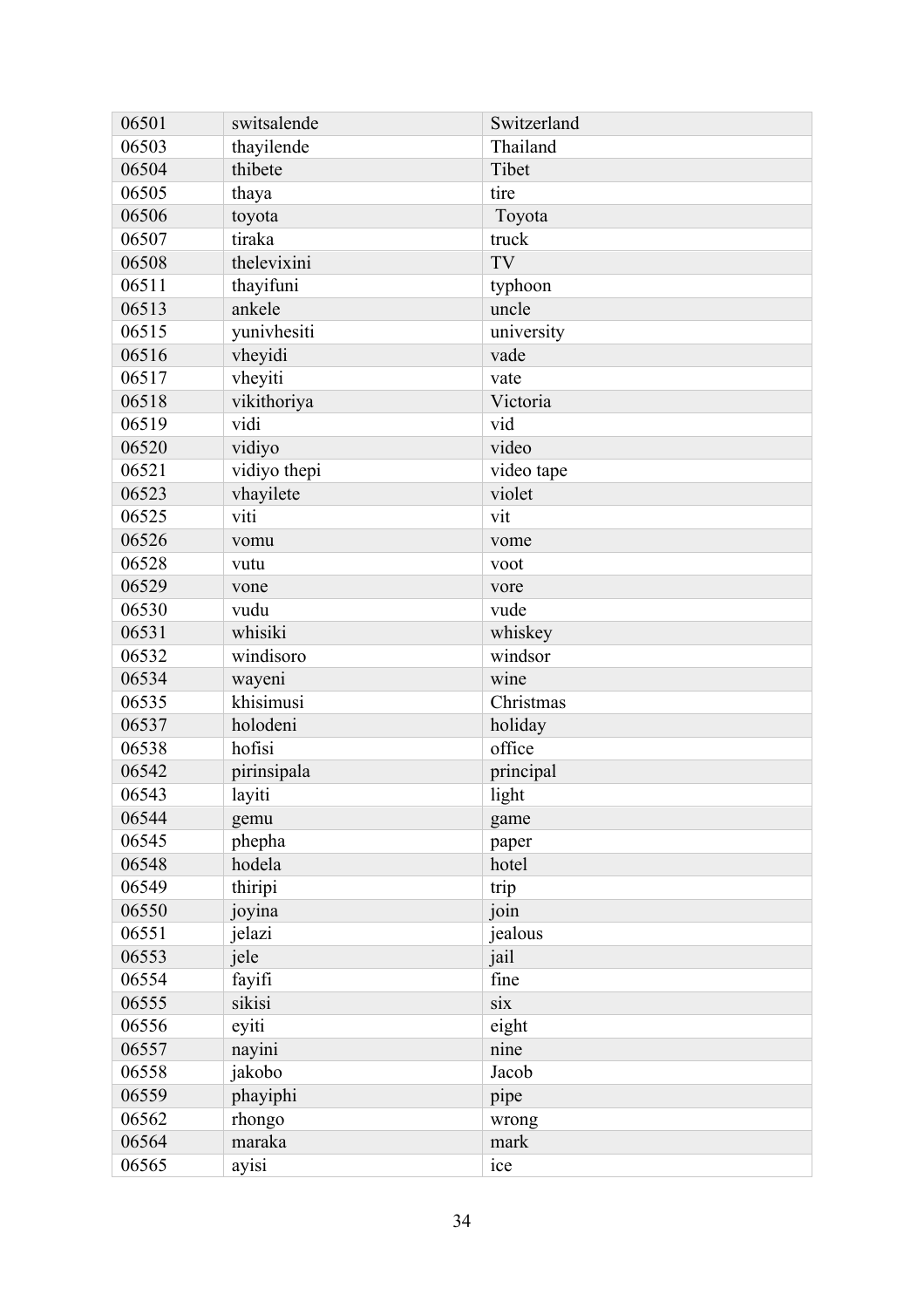| 06501 | switsalende | Switzerland |
|---|---|---|
| 06503 | thayilende | Thailand |
| 06504 | thibete | Tibet |
| 06505 | thaya | tire |
| 06506 | toyota | Toyota |
| 06507 | tiraka | truck |
| 06508 | thelevixini | TV |
| 06511 | thayifuni | typhoon |
| 06513 | ankele | uncle |
| 06515 | yunivhesiti | university |
| 06516 | vheyidi | vade |
| 06517 | vheyiti | vate |
| 06518 | vikithoriya | Victoria |
| 06519 | vidi | vid |
| 06520 | vidiyo | video |
| 06521 | vidiyo thepi | video tape |
| 06523 | vhayilete | violet |
| 06525 | viti | vit |
| 06526 | vomu | vome |
| 06528 | vutu | voot |
| 06529 | vone | vore |
| 06530 | vudu | vude |
| 06531 | whisiki | whiskey |
| 06532 | windisoro | windsor |
| 06534 | wayeni | wine |
| 06535 | khisimusi | Christmas |
| 06537 | holodeni | holiday |
| 06538 | hofisi | office |
| 06542 | pirinsipala | principal |
| 06543 | layiti | light |
| 06544 | gemu | game |
| 06545 | phepha | paper |
| 06548 | hodela | hotel |
| 06549 | thiripi | trip |
| 06550 | joyina | join |
| 06551 | jelazi | jealous |
| 06553 | jele | jail |
| 06554 | fayifi | fine |
| 06555 | sikisi | six |
| 06556 | eyiti | eight |
| 06557 | nayini | nine |
| 06558 | jakobo | Jacob |
| 06559 | phayiphi | pipe |
| 06562 | rhongo | wrong |
| 06564 | maraka | mark |
| 06565 | ayisi | ice |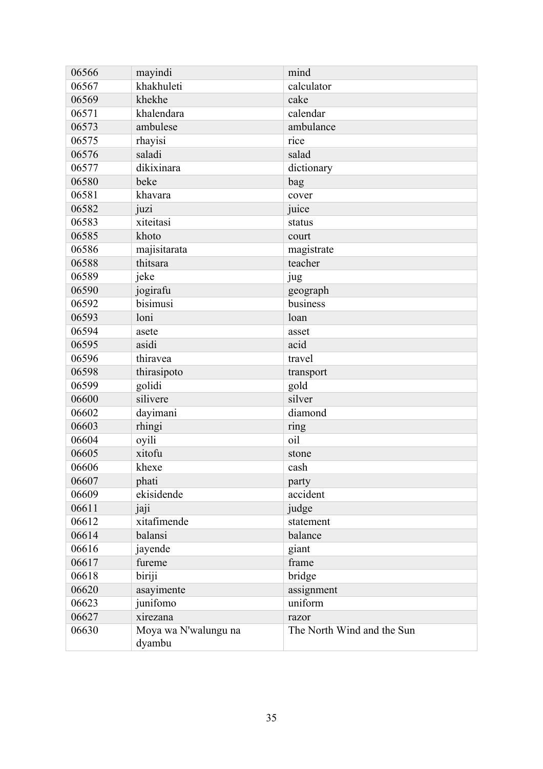| 06566 | mayindi | mind |
|---|---|---|
| 06567 | khakhuleti | calculator |
| 06569 | khekhe | cake |
| 06571 | khalendara | calendar |
| 06573 | ambulese | ambulance |
| 06575 | rhayisi | rice |
| 06576 | saladi | salad |
| 06577 | dikixinara | dictionary |
| 06580 | beke | bag |
| 06581 | khavara | cover |
| 06582 | juzi | juice |
| 06583 | xiteitasi | status |
| 06585 | khoto | court |
| 06586 | majisitarata | magistrate |
| 06588 | thitsara | teacher |
| 06589 | jeke | jug |
| 06590 | jogirafu | geograph |
| 06592 | bisimusi | business |
| 06593 | loni | loan |
| 06594 | asete | asset |
| 06595 | asidi | acid |
| 06596 | thiravea | travel |
| 06598 | thirasipoto | transport |
| 06599 | golidi | gold |
| 06600 | silivere | silver |
| 06602 | dayimani | diamond |
| 06603 | rhingi | ring |
| 06604 | oyili | oil |
| 06605 | xitofu | stone |
| 06606 | khexe | cash |
| 06607 | phati | party |
| 06609 | ekisidende | accident |
| 06611 | jaji | judge |
| 06612 | xitafimende | statement |
| 06614 | balansi | balance |
| 06616 | jayende | giant |
| 06617 | fureme | frame |
| 06618 | biriji | bridge |
| 06620 | asayimente | assignment |
| 06623 | junifomo | uniform |
| 06627 | xirezana | razor |
| 06630 | Moya wa N'walungu na dyambu | The North Wind and the Sun |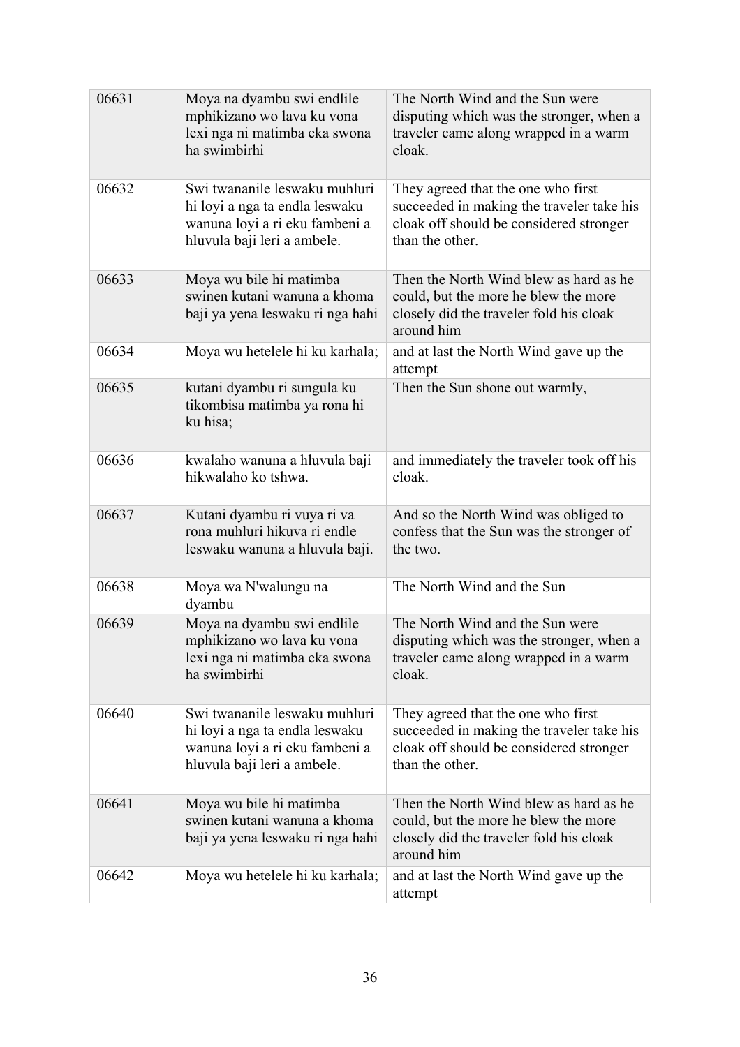| | | |
|---|---|---|
| 06631 | Moya na dyambu swi endlile mphikizano wo lava ku vona lexi nga ni matimba eka swona ha swimbirhi | The North Wind and the Sun were disputing which was the stronger, when a traveler came along wrapped in a warm cloak. |
| 06632 | Swi twananile leswaku muhluri hi loyi a nga ta endla leswaku wanuna loyi a ri eku fambeni a hluvula baji leri a ambele. | They agreed that the one who first succeeded in making the traveler take his cloak off should be considered stronger than the other. |
| 06633 | Moya wu bile hi matimba swinen kutani wanuna a khoma baji ya yena leswaku ri nga hahi | Then the North Wind blew as hard as he could, but the more he blew the more closely did the traveler fold his cloak around him |
| 06634 | Moya wu hetelele hi ku karhala; | and at last the North Wind gave up the attempt |
| 06635 | kutani dyambu ri sungula ku tikombisa matimba ya rona hi ku hisa; | Then the Sun shone out warmly, |
| 06636 | kwalaho wanuna a hluvula baji hikwalaho ko tshwa. | and immediately the traveler took off his cloak. |
| 06637 | Kutani dyambu ri vuya ri va rona muhluri hikuva ri endle leswaku wanuna a hluvula baji. | And so the North Wind was obliged to confess that the Sun was the stronger of the two. |
| 06638 | Moya wa N'walungu na dyambu | The North Wind and the Sun |
| 06639 | Moya na dyambu swi endlile mphikizano wo lava ku vona lexi nga ni matimba eka swona ha swimbirhi | The North Wind and the Sun were disputing which was the stronger, when a traveler came along wrapped in a warm cloak. |
| 06640 | Swi twananile leswaku muhluri hi loyi a nga ta endla leswaku wanuna loyi a ri eku fambeni a hluvula baji leri a ambele. | They agreed that the one who first succeeded in making the traveler take his cloak off should be considered stronger than the other. |
| 06641 | Moya wu bile hi matimba swinen kutani wanuna a khoma baji ya yena leswaku ri nga hahi | Then the North Wind blew as hard as he could, but the more he blew the more closely did the traveler fold his cloak around him |
| 06642 | Moya wu hetelele hi ku karhala; | and at last the North Wind gave up the attempt |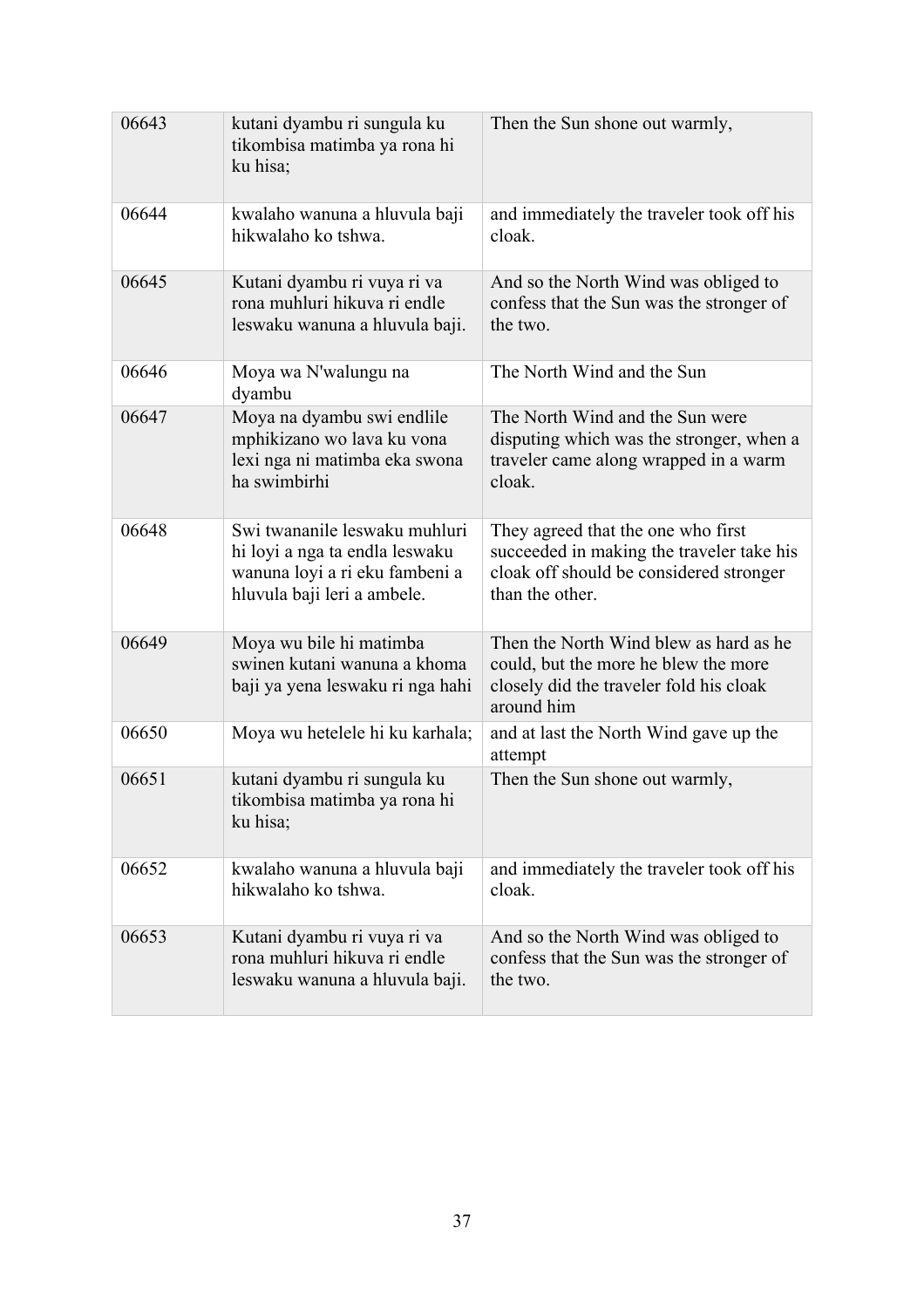| | | |
|---|---|---|
| 06643 | kutani dyambu ri sungula ku tikombisa matimba ya rona hi ku hisa; | Then the Sun shone out warmly, |
| 06644 | kwalaho wanuna a hluvula baji hikwalaho ko tshwa. | and immediately the traveler took off his cloak. |
| 06645 | Kutani dyambu ri vuya ri va rona muhluri hikuva ri endle leswaku wanuna a hluvula baji. | And so the North Wind was obliged to confess that the Sun was the stronger of the two. |
| 06646 | Moya wa N'walungu na dyambu | The North Wind and the Sun |
| 06647 | Moya na dyambu swi endlile mphikizano wo lava ku vona lexi nga ni matimba eka swona ha swimbirhi | The North Wind and the Sun were disputing which was the stronger, when a traveler came along wrapped in a warm cloak. |
| 06648 | Swi twananile leswaku muhluri hi loyi a nga ta endla leswaku wanuna loyi a ri eku fambeni a hluvula baji leri a ambele. | They agreed that the one who first succeeded in making the traveler take his cloak off should be considered stronger than the other. |
| 06649 | Moya wu bile hi matimba swinen kutani wanuna a khoma baji ya yena leswaku ri nga hahi | Then the North Wind blew as hard as he could, but the more he blew the more closely did the traveler fold his cloak around him |
| 06650 | Moya wu hetelele hi ku karhala; | and at last the North Wind gave up the attempt |
| 06651 | kutani dyambu ri sungula ku tikombisa matimba ya rona hi ku hisa; | Then the Sun shone out warmly, |
| 06652 | kwalaho wanuna a hluvula baji hikwalaho ko tshwa. | and immediately the traveler took off his cloak. |
| 06653 | Kutani dyambu ri vuya ri va rona muhluri hikuva ri endle leswaku wanuna a hluvula baji. | And so the North Wind was obliged to confess that the Sun was the stronger of the two. |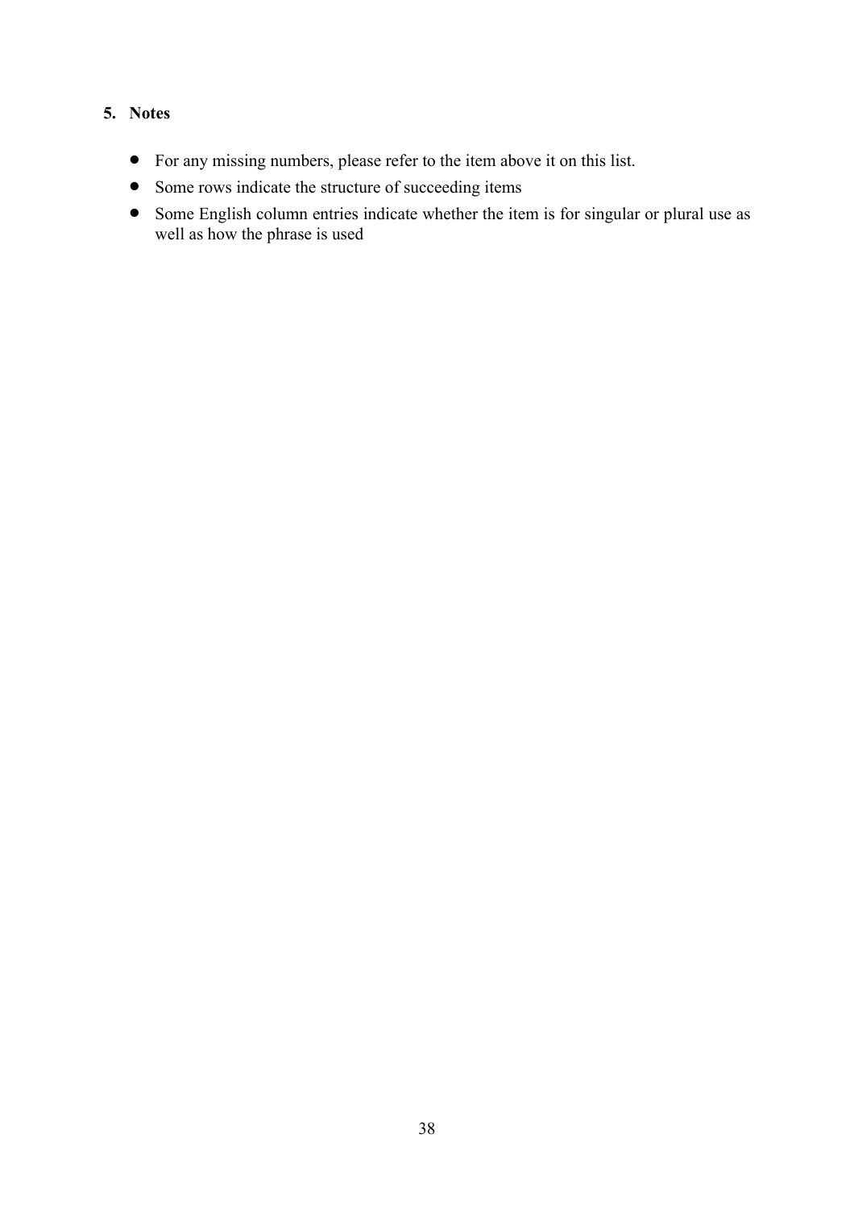## 5. Notes

- For any missing numbers, please refer to the item above it on this list.
- Some rows indicate the structure of succeeding items
- Some English column entries indicate whether the item is for singular or plural use as well as how the phrase is used